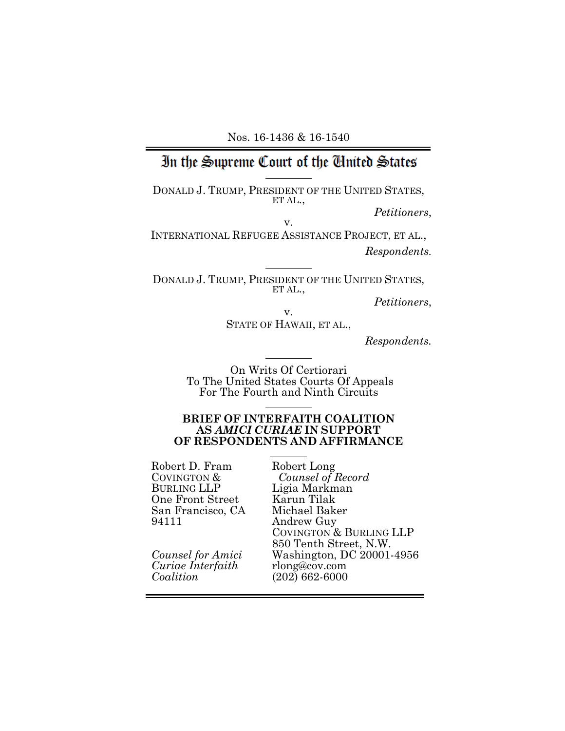Nos. 16-1436 & 16-1540

# In the Supreme Court of the United States

DONALD J. TRUMP, PRESIDENT OF THE UNITED STATES, ET AL.,

*Petitioners*,

v.

INTERNATIONAL REFUGEE ASSISTANCE PROJECT, ET AL.,

*Respondents.*

DONALD J. TRUMP, PRESIDENT OF THE UNITED STATES, ET AL.,

*Petitioners*,

v.

STATE OF HAWAII, ET AL.,

*Respondents.*

On Writs Of Certiorari
To The United States Courts Of Appeals
For The Fourth and Ninth Circuits

**BRIEF OF INTERFAITH COALITION AS *AMICI CURIAE* IN SUPPORT OF RESPONDENTS AND AFFIRMANCE**

Robert D. Fram
COVINGTON & BURLING LLP
One Front Street
San Francisco, CA 94111

*Counsel for Amici Curiae Interfaith Coalition*

Robert Long
*Counsel of Record*
Ligia Markman
Karun Tilak
Michael Baker
Andrew Guy
COVINGTON & BURLING LLP
850 Tenth Street, N.W.
Washington, DC 20001-4956
rlong@cov.com
(202) 662-6000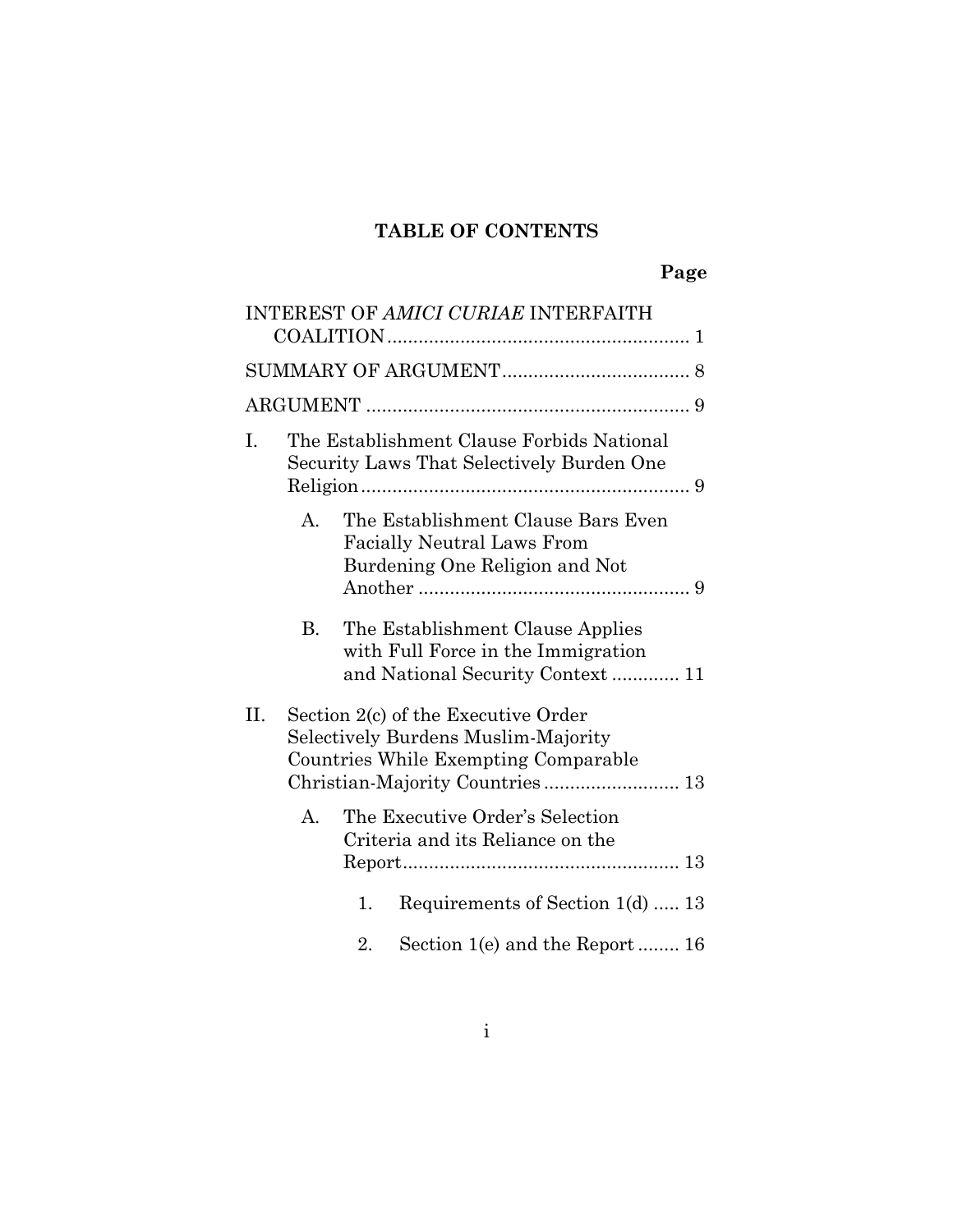## TABLE OF CONTENTS

**Page**

INTEREST OF *AMICI CURIAE* INTERFAITH COALITION .......................................................... 1

SUMMARY OF ARGUMENT.................................... 8

ARGUMENT .............................................................. 9

I. The Establishment Clause Forbids National Security Laws That Selectively Burden One Religion................................................................ 9

   A. The Establishment Clause Bars Even Facially Neutral Laws From Burdening One Religion and Not Another .................................................... 9

   B. The Establishment Clause Applies with Full Force in the Immigration and National Security Context ............. 11

II. Section 2(c) of the Executive Order Selectively Burdens Muslim-Majority Countries While Exempting Comparable Christian-Majority Countries .......................... 13

   A. The Executive Order's Selection Criteria and its Reliance on the Report..................................................... 13

      1. Requirements of Section 1(d) ..... 13

      2. Section 1(e) and the Report ........ 16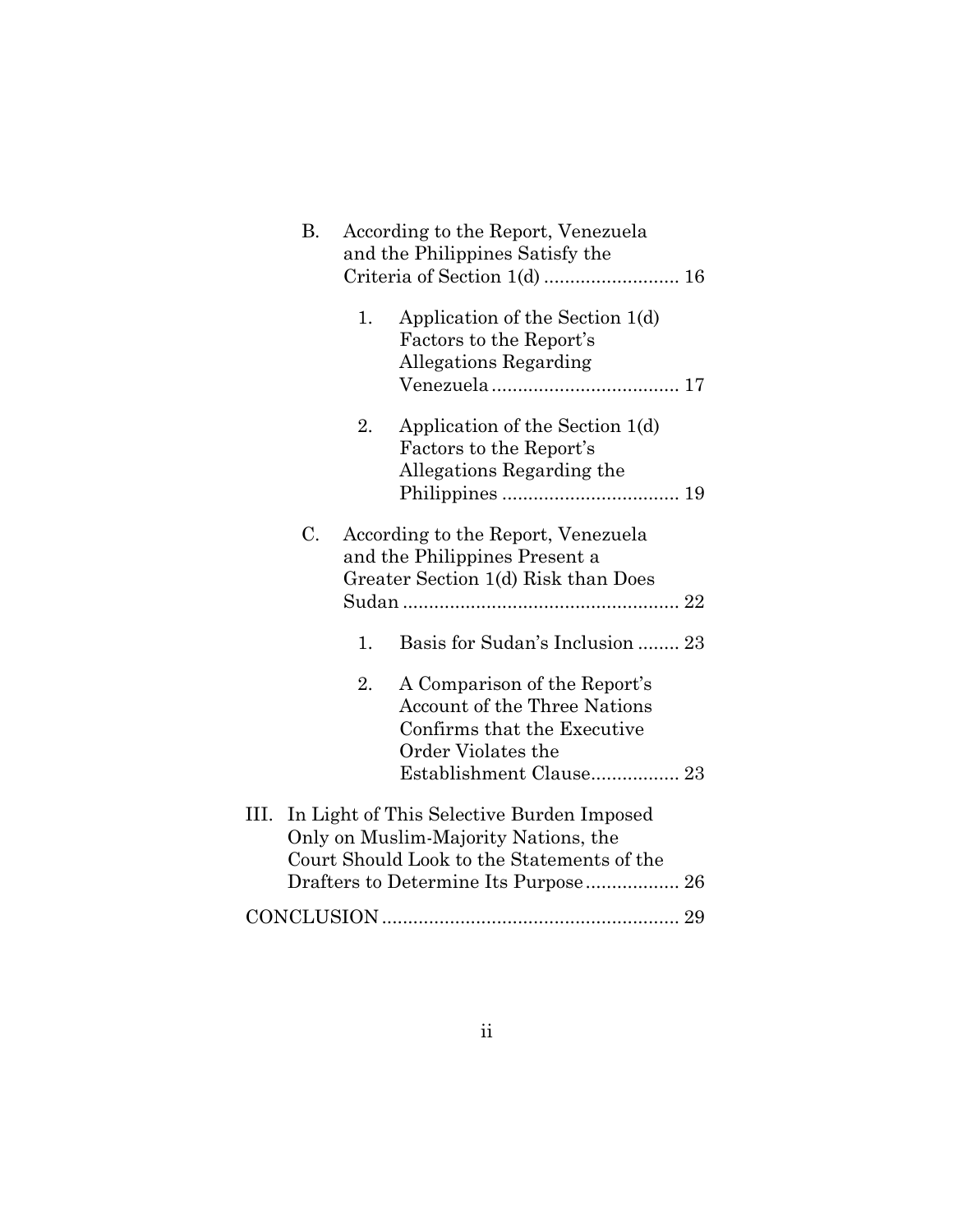B. According to the Report, Venezuela and the Philippines Satisfy the Criteria of Section 1(d) .......................... 16

   1. Application of the Section 1(d) Factors to the Report's Allegations Regarding Venezuela .................................... 17

   2. Application of the Section 1(d) Factors to the Report's Allegations Regarding the Philippines .................................. 19

C. According to the Report, Venezuela and the Philippines Present a Greater Section 1(d) Risk than Does Sudan ..................................................... 22

   1. Basis for Sudan's Inclusion ........ 23

   2. A Comparison of the Report's Account of the Three Nations Confirms that the Executive Order Violates the Establishment Clause................. 23

III. In Light of This Selective Burden Imposed Only on Muslim-Majority Nations, the Court Should Look to the Statements of the Drafters to Determine Its Purpose.................. 26

CONCLUSION......................................................... 29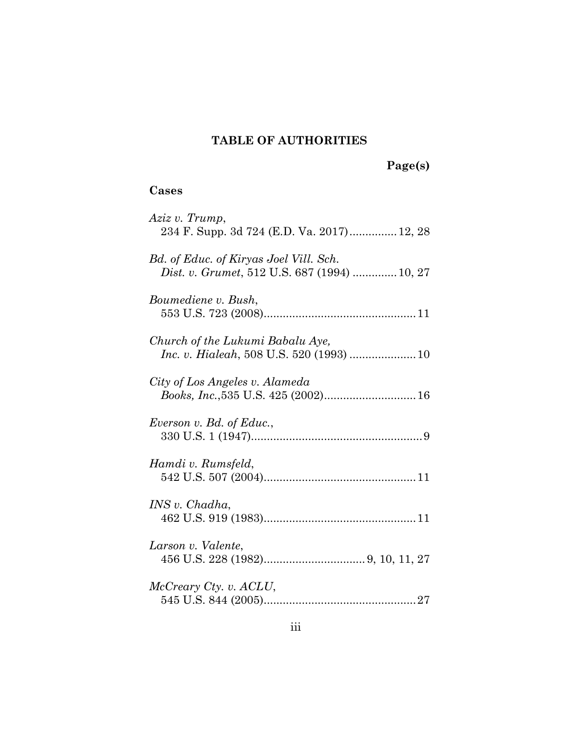## TABLE OF AUTHORITIES

**Page(s)**

### Cases

*Aziz v. Trump*, 234 F. Supp. 3d 724 (E.D. Va. 2017) ............... 12, 28

*Bd. of Educ. of Kiryas Joel Vill. Sch. Dist. v. Grumet*, 512 U.S. 687 (1994) ............. 10, 27

*Boumediene v. Bush*, 553 U.S. 723 (2008) ................................................ 11

*Church of the Lukumi Babalu Aye, Inc. v. Hialeah*, 508 U.S. 520 (1993) ..................... 10

*City of Los Angeles v. Alameda Books, Inc.*,535 U.S. 425 (2002) ............................. 16

*Everson v. Bd. of Educ.*, 330 U.S. 1 (1947) ...................................................... 9

*Hamdi v. Rumsfeld*, 542 U.S. 507 (2004) ................................................ 11

*INS v. Chadha*, 462 U.S. 919 (1983) ................................................ 11

*Larson v. Valente*, 456 U.S. 228 (1982) ................................ 9, 10, 11, 27

*McCreary Cty. v. ACLU*, 545 U.S. 844 (2005) ................................................ 27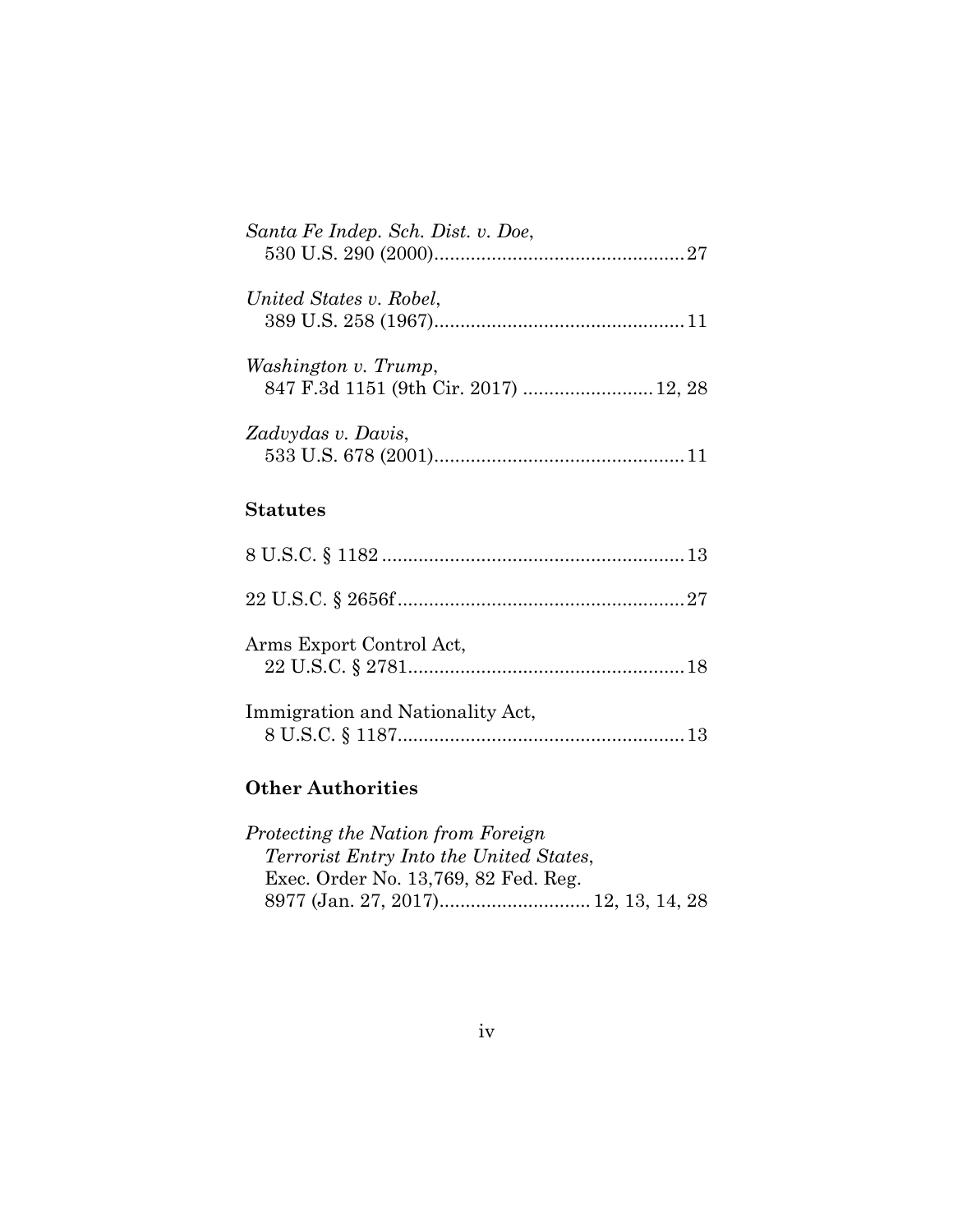*Santa Fe Indep. Sch. Dist. v. Doe*,
530 U.S. 290 (2000)................................................27

*United States v. Robel*,
389 U.S. 258 (1967)................................................11

*Washington v. Trump*,
847 F.3d 1151 (9th Cir. 2017) .........................12, 28

*Zadvydas v. Davis*,
533 U.S. 678 (2001)................................................11

**Statutes**

8 U.S.C. § 1182..........................................................13

22 U.S.C. § 2656f.......................................................27

Arms Export Control Act,
22 U.S.C. § 2781.....................................................18

Immigration and Nationality Act,
8 U.S.C. § 1187.......................................................13

**Other Authorities**

*Protecting the Nation from Foreign Terrorist Entry Into the United States*,
Exec. Order No. 13,769, 82 Fed. Reg. 8977 (Jan. 27, 2017)............................12, 13, 14, 28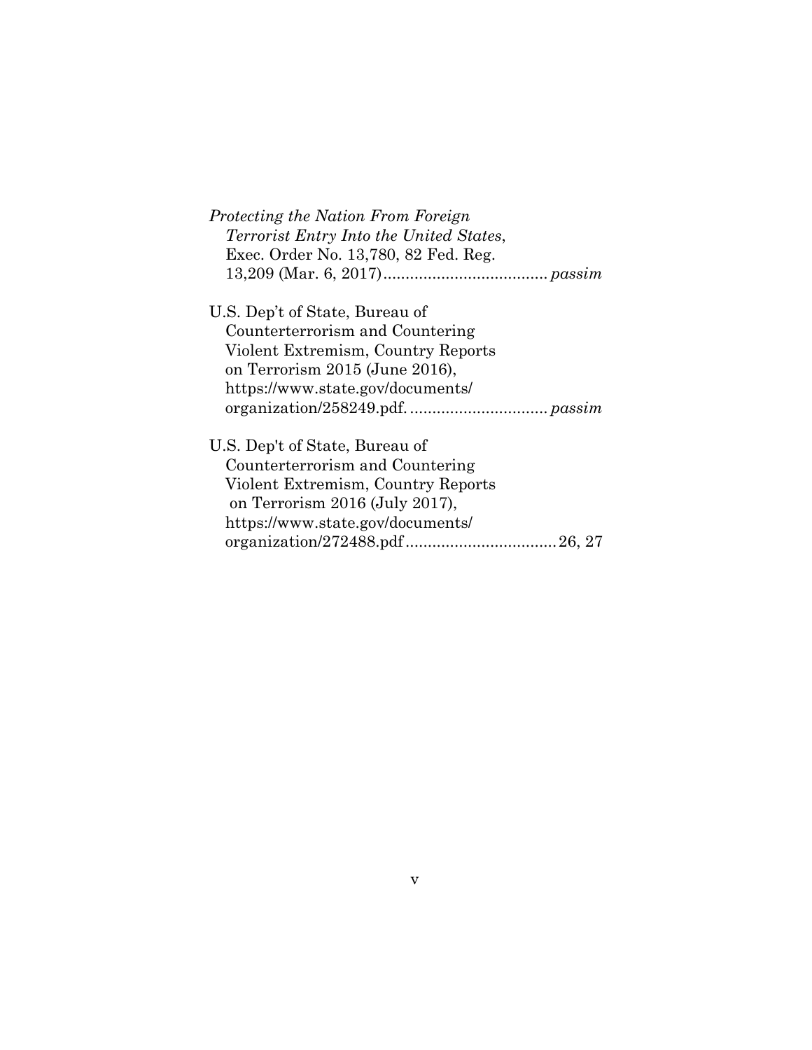*Protecting the Nation From Foreign Terrorist Entry Into the United States*, Exec. Order No. 13,780, 82 Fed. Reg. 13,209 (Mar. 6, 2017) .................................... *passim*

U.S. Dep't of State, Bureau of Counterterrorism and Countering Violent Extremism, Country Reports on Terrorism 2015 (June 2016), https://www.state.gov/documents/organization/258249.pdf. .............................. *passim*

U.S. Dep't of State, Bureau of Counterterrorism and Countering Violent Extremism, Country Reports on Terrorism 2016 (July 2017), https://www.state.gov/documents/organization/272488.pdf ................................. 26, 27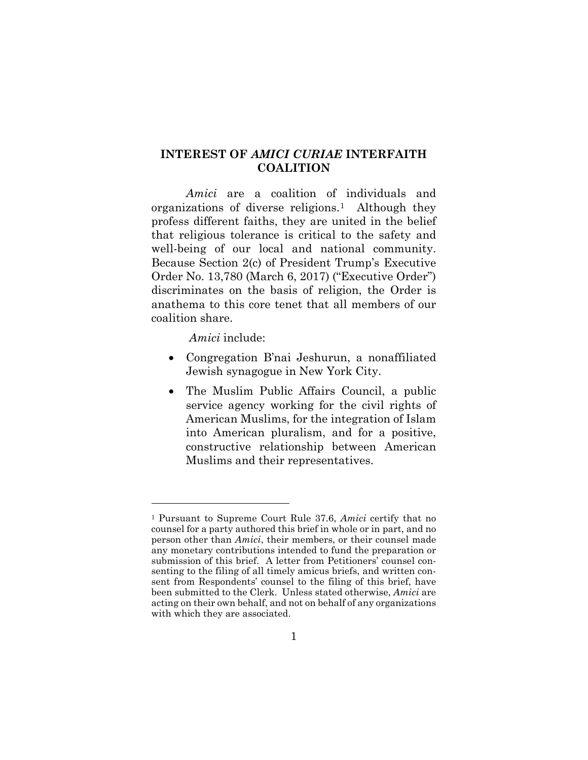## INTEREST OF *AMICI CURIAE* INTERFAITH COALITION

*Amici* are a coalition of individuals and organizations of diverse religions.[1] Although they profess different faiths, they are united in the belief that religious tolerance is critical to the safety and well-being of our local and national community. Because Section 2(c) of President Trump's Executive Order No. 13,780 (March 6, 2017) ("Executive Order") discriminates on the basis of religion, the Order is anathema to this core tenet that all members of our coalition share.

*Amici* include:

- Congregation B'nai Jeshurun, a nonaffiliated Jewish synagogue in New York City.
- The Muslim Public Affairs Council, a public service agency working for the civil rights of American Muslims, for the integration of Islam into American pluralism, and for a positive, constructive relationship between American Muslims and their representatives.

---

[1] Pursuant to Supreme Court Rule 37.6, *Amici* certify that no counsel for a party authored this brief in whole or in part, and no person other than *Amici*, their members, or their counsel made any monetary contributions intended to fund the preparation or submission of this brief. A letter from Petitioners' counsel consenting to the filing of all timely amicus briefs, and written consent from Respondents' counsel to the filing of this brief, have been submitted to the Clerk. Unless stated otherwise, *Amici* are acting on their own behalf, and not on behalf of any organizations with which they are associated.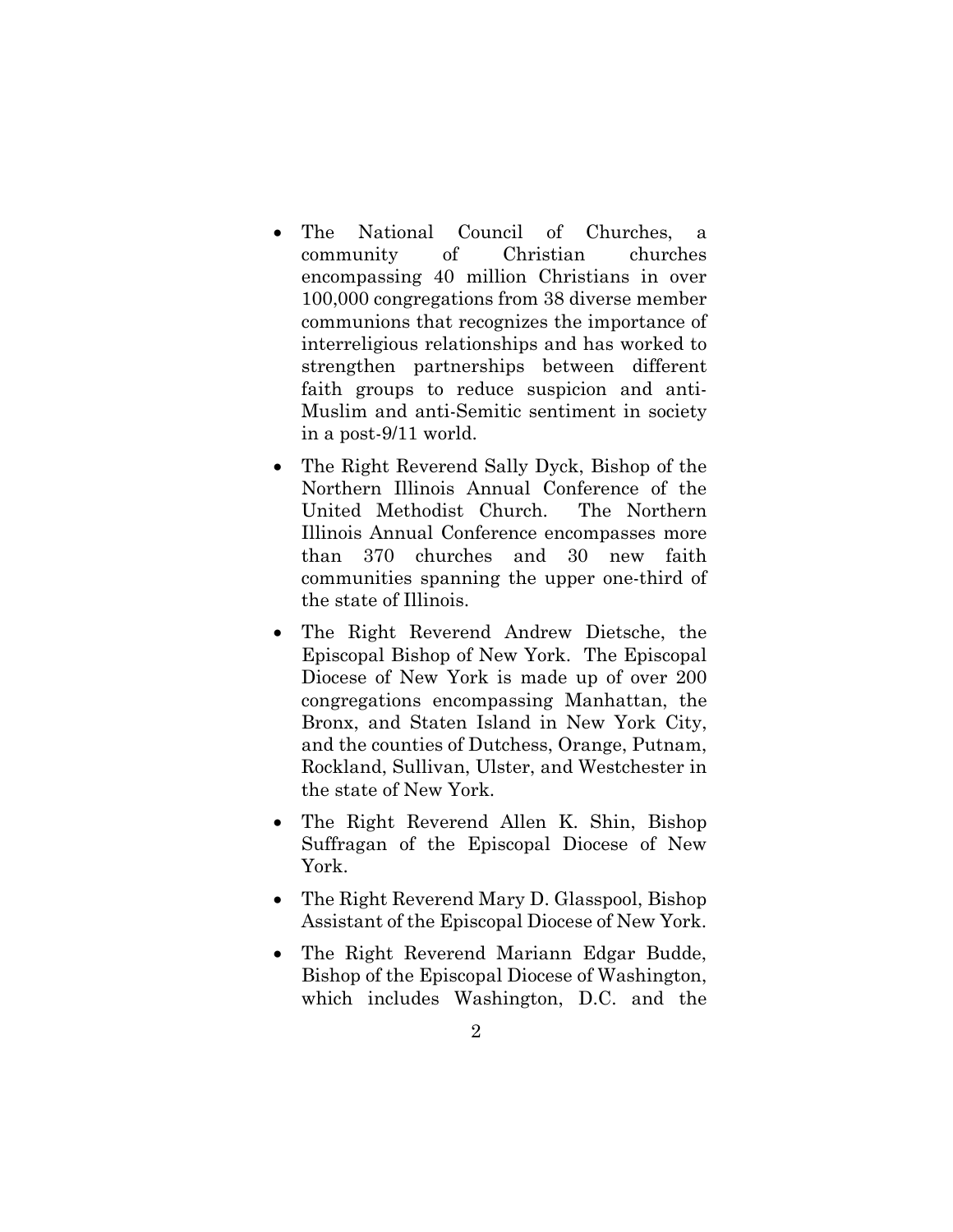- The National Council of Churches, a community of Christian churches encompassing 40 million Christians in over 100,000 congregations from 38 diverse member communions that recognizes the importance of interreligious relationships and has worked to strengthen partnerships between different faith groups to reduce suspicion and anti-Muslim and anti-Semitic sentiment in society in a post-9/11 world.
- The Right Reverend Sally Dyck, Bishop of the Northern Illinois Annual Conference of the United Methodist Church. The Northern Illinois Annual Conference encompasses more than 370 churches and 30 new faith communities spanning the upper one-third of the state of Illinois.
- The Right Reverend Andrew Dietsche, the Episcopal Bishop of New York. The Episcopal Diocese of New York is made up of over 200 congregations encompassing Manhattan, the Bronx, and Staten Island in New York City, and the counties of Dutchess, Orange, Putnam, Rockland, Sullivan, Ulster, and Westchester in the state of New York.
- The Right Reverend Allen K. Shin, Bishop Suffragan of the Episcopal Diocese of New York.
- The Right Reverend Mary D. Glasspool, Bishop Assistant of the Episcopal Diocese of New York.
- The Right Reverend Mariann Edgar Budde, Bishop of the Episcopal Diocese of Washington, which includes Washington, D.C. and the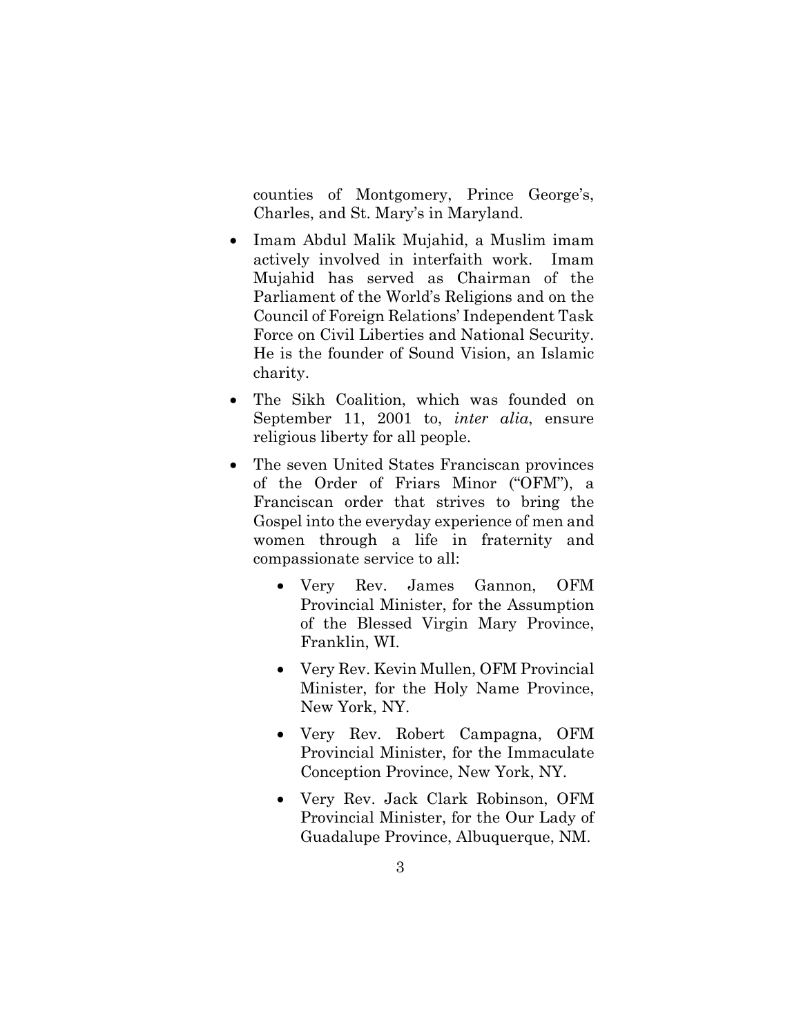counties of Montgomery, Prince George's, Charles, and St. Mary's in Maryland.

- Imam Abdul Malik Mujahid, a Muslim imam actively involved in interfaith work. Imam Mujahid has served as Chairman of the Parliament of the World's Religions and on the Council of Foreign Relations' Independent Task Force on Civil Liberties and National Security. He is the founder of Sound Vision, an Islamic charity.
- The Sikh Coalition, which was founded on September 11, 2001 to, *inter alia*, ensure religious liberty for all people.
- The seven United States Franciscan provinces of the Order of Friars Minor ("OFM"), a Franciscan order that strives to bring the Gospel into the everyday experience of men and women through a life in fraternity and compassionate service to all:
    - Very Rev. James Gannon, OFM Provincial Minister, for the Assumption of the Blessed Virgin Mary Province, Franklin, WI.
    - Very Rev. Kevin Mullen, OFM Provincial Minister, for the Holy Name Province, New York, NY.
    - Very Rev. Robert Campagna, OFM Provincial Minister, for the Immaculate Conception Province, New York, NY.
    - Very Rev. Jack Clark Robinson, OFM Provincial Minister, for the Our Lady of Guadalupe Province, Albuquerque, NM.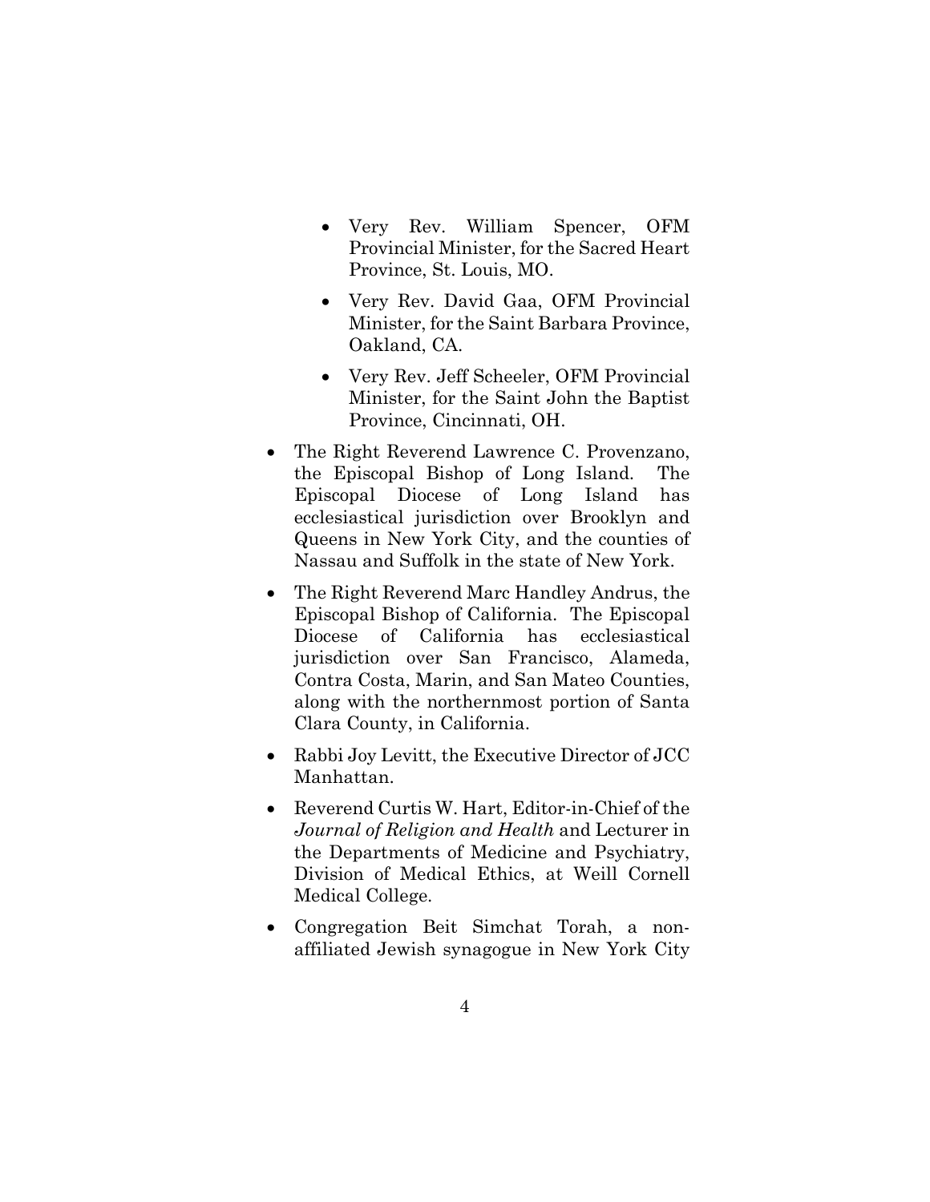- Very Rev. William Spencer, OFM Provincial Minister, for the Sacred Heart Province, St. Louis, MO.

  - Very Rev. David Gaa, OFM Provincial Minister, for the Saint Barbara Province, Oakland, CA.

  - Very Rev. Jeff Scheeler, OFM Provincial Minister, for the Saint John the Baptist Province, Cincinnati, OH.

- The Right Reverend Lawrence C. Provenzano, the Episcopal Bishop of Long Island. The Episcopal Diocese of Long Island has ecclesiastical jurisdiction over Brooklyn and Queens in New York City, and the counties of Nassau and Suffolk in the state of New York.

- The Right Reverend Marc Handley Andrus, the Episcopal Bishop of California. The Episcopal Diocese of California has ecclesiastical jurisdiction over San Francisco, Alameda, Contra Costa, Marin, and San Mateo Counties, along with the northernmost portion of Santa Clara County, in California.

- Rabbi Joy Levitt, the Executive Director of JCC Manhattan.

- Reverend Curtis W. Hart, Editor-in-Chief of the *Journal of Religion and Health* and Lecturer in the Departments of Medicine and Psychiatry, Division of Medical Ethics, at Weill Cornell Medical College.

- Congregation Beit Simchat Torah, a non-affiliated Jewish synagogue in New York City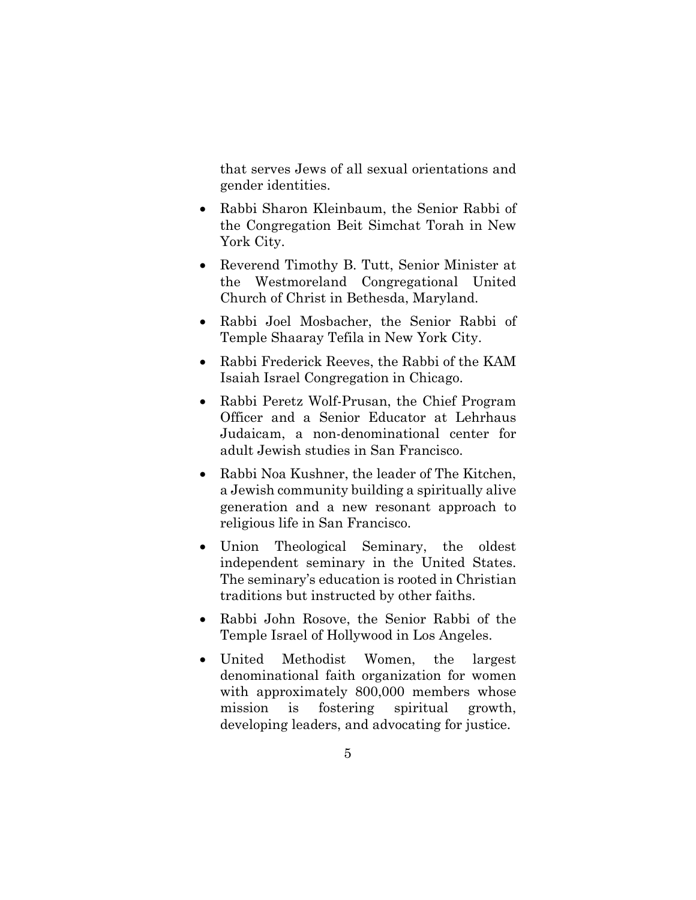that serves Jews of all sexual orientations and gender identities.

- Rabbi Sharon Kleinbaum, the Senior Rabbi of the Congregation Beit Simchat Torah in New York City.
- Reverend Timothy B. Tutt, Senior Minister at the Westmoreland Congregational United Church of Christ in Bethesda, Maryland.
- Rabbi Joel Mosbacher, the Senior Rabbi of Temple Shaaray Tefila in New York City.
- Rabbi Frederick Reeves, the Rabbi of the KAM Isaiah Israel Congregation in Chicago.
- Rabbi Peretz Wolf-Prusan, the Chief Program Officer and a Senior Educator at Lehrhaus Judaicam, a non-denominational center for adult Jewish studies in San Francisco.
- Rabbi Noa Kushner, the leader of The Kitchen, a Jewish community building a spiritually alive generation and a new resonant approach to religious life in San Francisco.
- Union Theological Seminary, the oldest independent seminary in the United States. The seminary's education is rooted in Christian traditions but instructed by other faiths.
- Rabbi John Rosove, the Senior Rabbi of the Temple Israel of Hollywood in Los Angeles.
- United Methodist Women, the largest denominational faith organization for women with approximately 800,000 members whose mission is fostering spiritual growth, developing leaders, and advocating for justice.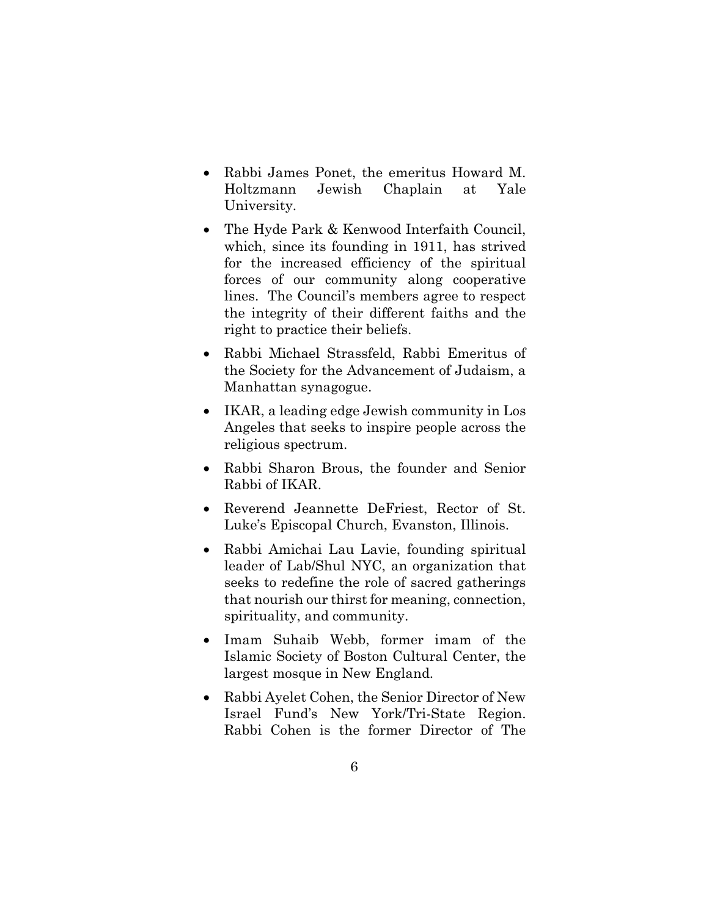- Rabbi James Ponet, the emeritus Howard M. Holtzmann Jewish Chaplain at Yale University.
- The Hyde Park & Kenwood Interfaith Council, which, since its founding in 1911, has strived for the increased efficiency of the spiritual forces of our community along cooperative lines. The Council's members agree to respect the integrity of their different faiths and the right to practice their beliefs.
- Rabbi Michael Strassfeld, Rabbi Emeritus of the Society for the Advancement of Judaism, a Manhattan synagogue.
- IKAR, a leading edge Jewish community in Los Angeles that seeks to inspire people across the religious spectrum.
- Rabbi Sharon Brous, the founder and Senior Rabbi of IKAR.
- Reverend Jeannette DeFriest, Rector of St. Luke's Episcopal Church, Evanston, Illinois.
- Rabbi Amichai Lau Lavie, founding spiritual leader of Lab/Shul NYC, an organization that seeks to redefine the role of sacred gatherings that nourish our thirst for meaning, connection, spirituality, and community.
- Imam Suhaib Webb, former imam of the Islamic Society of Boston Cultural Center, the largest mosque in New England.
- Rabbi Ayelet Cohen, the Senior Director of New Israel Fund's New York/Tri-State Region. Rabbi Cohen is the former Director of The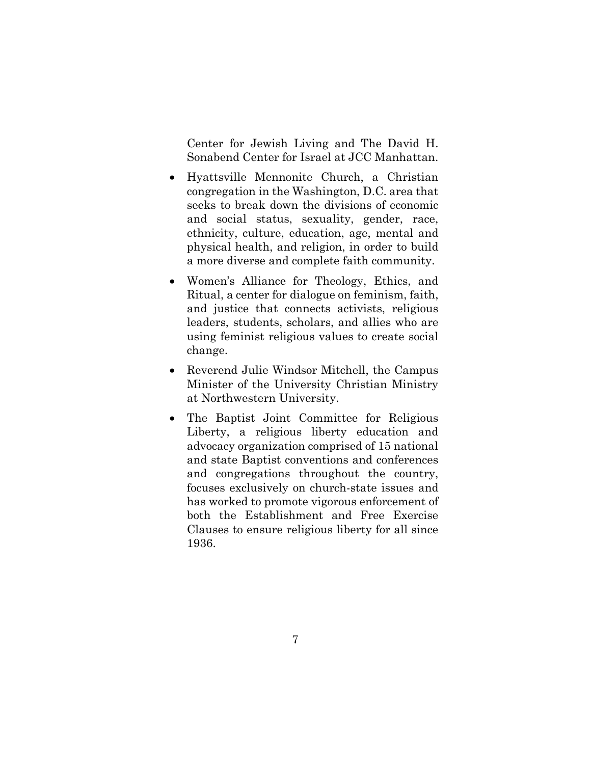Center for Jewish Living and The David H. Sonabend Center for Israel at JCC Manhattan.

- Hyattsville Mennonite Church, a Christian congregation in the Washington, D.C. area that seeks to break down the divisions of economic and social status, sexuality, gender, race, ethnicity, culture, education, age, mental and physical health, and religion, in order to build a more diverse and complete faith community.
- Women's Alliance for Theology, Ethics, and Ritual, a center for dialogue on feminism, faith, and justice that connects activists, religious leaders, students, scholars, and allies who are using feminist religious values to create social change.
- Reverend Julie Windsor Mitchell, the Campus Minister of the University Christian Ministry at Northwestern University.
- The Baptist Joint Committee for Religious Liberty, a religious liberty education and advocacy organization comprised of 15 national and state Baptist conventions and conferences and congregations throughout the country, focuses exclusively on church-state issues and has worked to promote vigorous enforcement of both the Establishment and Free Exercise Clauses to ensure religious liberty for all since 1936.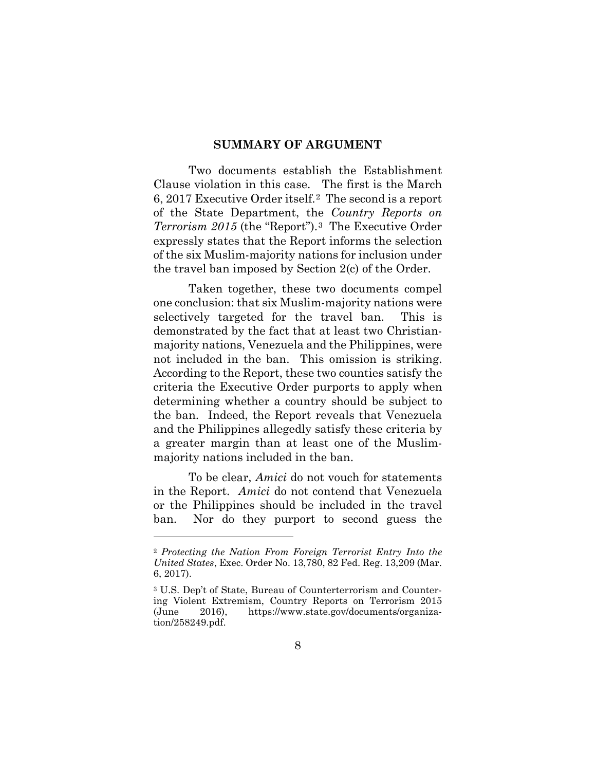## SUMMARY OF ARGUMENT

Two documents establish the Establishment Clause violation in this case. The first is the March 6, 2017 Executive Order itself.[2] The second is a report of the State Department, the *Country Reports on Terrorism 2015* (the "Report").[3] The Executive Order expressly states that the Report informs the selection of the six Muslim-majority nations for inclusion under the travel ban imposed by Section 2(c) of the Order.

Taken together, these two documents compel one conclusion: that six Muslim-majority nations were selectively targeted for the travel ban. This is demonstrated by the fact that at least two Christian-majority nations, Venezuela and the Philippines, were not included in the ban. This omission is striking. According to the Report, these two counties satisfy the criteria the Executive Order purports to apply when determining whether a country should be subject to the ban. Indeed, the Report reveals that Venezuela and the Philippines allegedly satisfy these criteria by a greater margin than at least one of the Muslim-majority nations included in the ban.

To be clear, *Amici* do not vouch for statements in the Report. *Amici* do not contend that Venezuela or the Philippines should be included in the travel ban. Nor do they purport to second guess the

---

[2] *Protecting the Nation From Foreign Terrorist Entry Into the United States*, Exec. Order No. 13,780, 82 Fed. Reg. 13,209 (Mar. 6, 2017).

[3] U.S. Dep't of State, Bureau of Counterterrorism and Countering Violent Extremism, Country Reports on Terrorism 2015 (June 2016), https://www.state.gov/documents/organization/258249.pdf.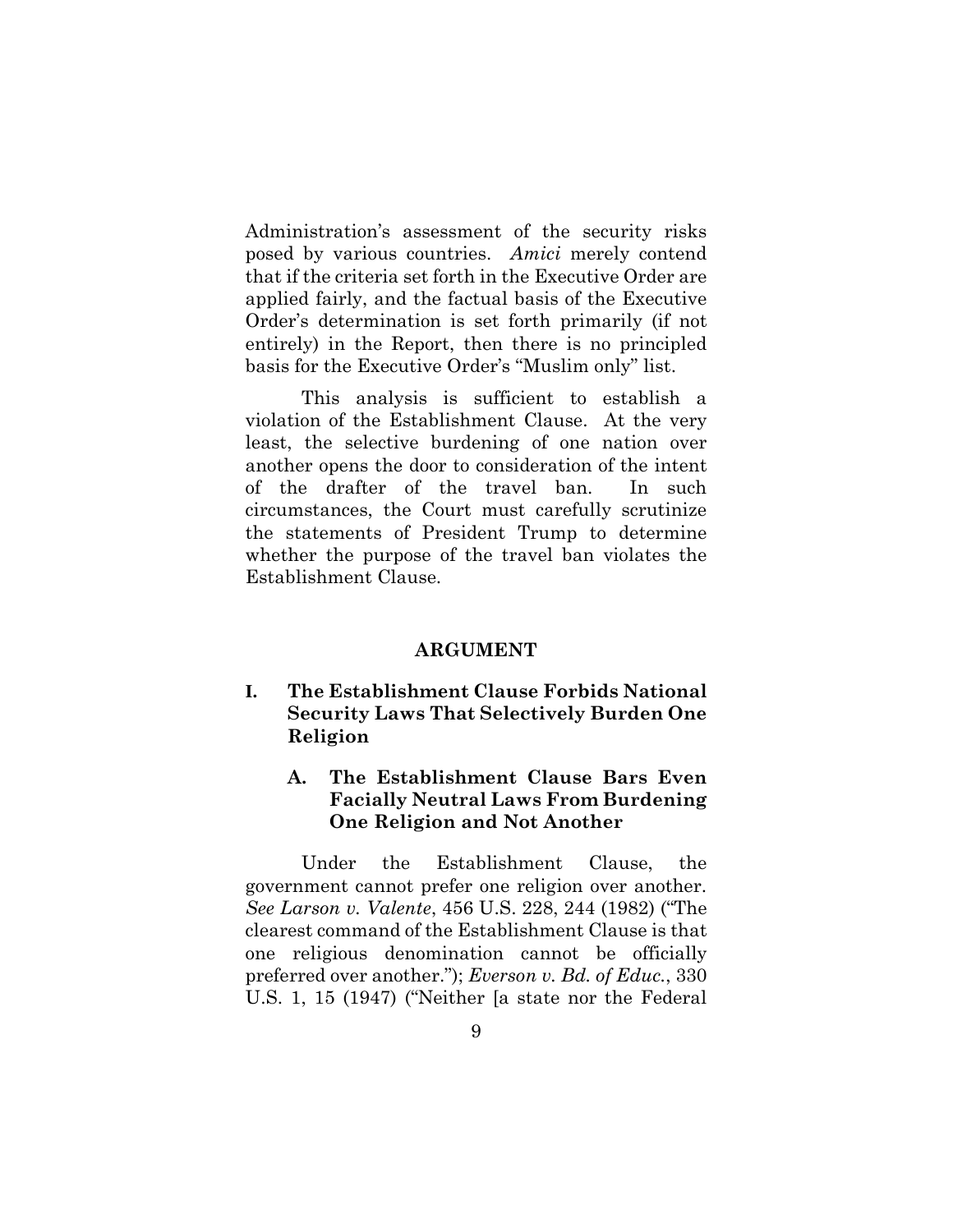Administration's assessment of the security risks posed by various countries. *Amici* merely contend that if the criteria set forth in the Executive Order are applied fairly, and the factual basis of the Executive Order's determination is set forth primarily (if not entirely) in the Report, then there is no principled basis for the Executive Order's "Muslim only" list.

This analysis is sufficient to establish a violation of the Establishment Clause. At the very least, the selective burdening of one nation over another opens the door to consideration of the intent of the drafter of the travel ban. In such circumstances, the Court must carefully scrutinize the statements of President Trump to determine whether the purpose of the travel ban violates the Establishment Clause.

## ARGUMENT

### I. The Establishment Clause Forbids National Security Laws That Selectively Burden One Religion

#### A. The Establishment Clause Bars Even Facially Neutral Laws From Burdening One Religion and Not Another

Under the Establishment Clause, the government cannot prefer one religion over another. *See Larson v. Valente*, 456 U.S. 228, 244 (1982) ("The clearest command of the Establishment Clause is that one religious denomination cannot be officially preferred over another."); *Everson v. Bd. of Educ.*, 330 U.S. 1, 15 (1947) ("Neither [a state nor the Federal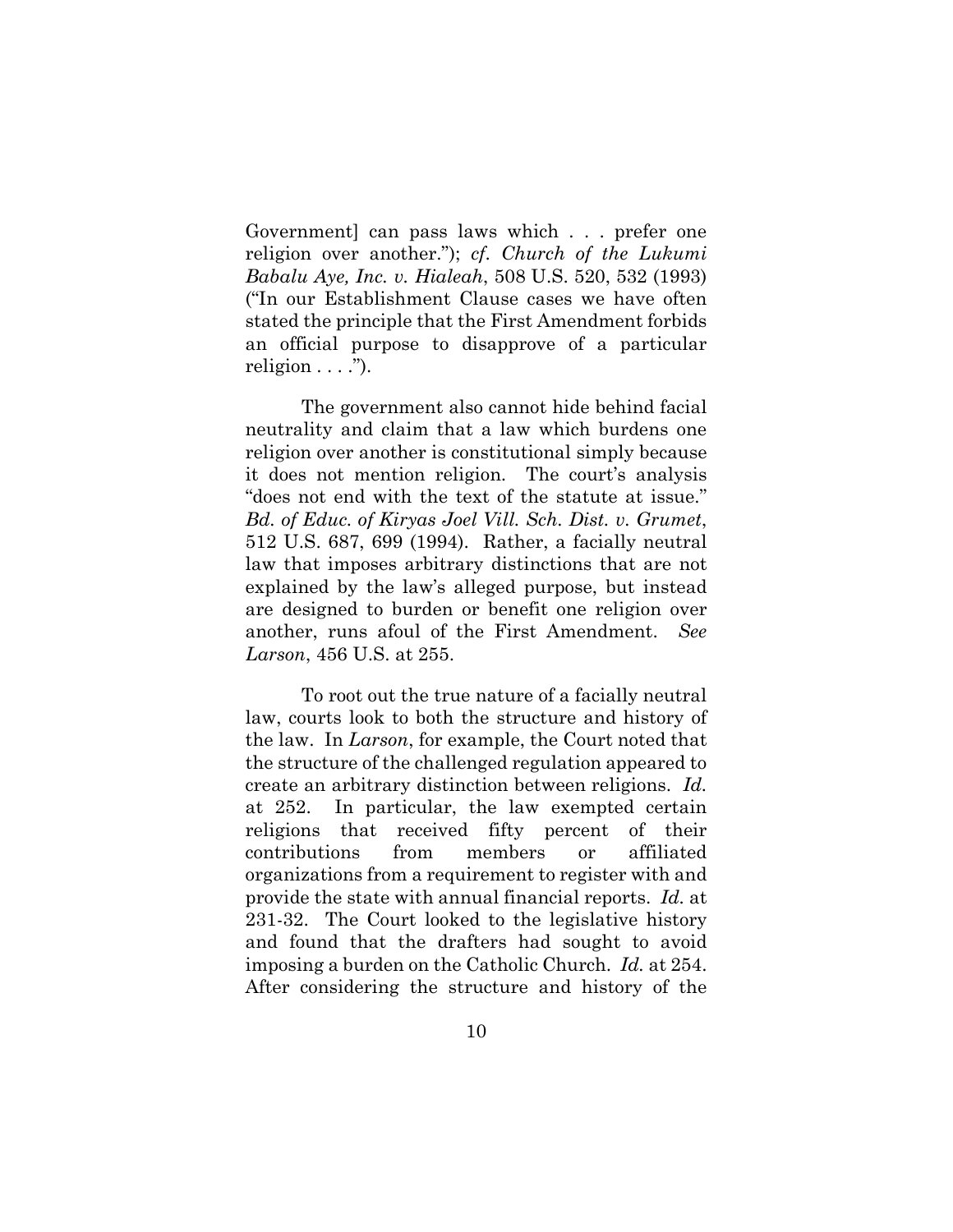Government] can pass laws which . . . prefer one religion over another."); *cf. Church of the Lukumi Babalu Aye, Inc. v. Hialeah*, 508 U.S. 520, 532 (1993) ("In our Establishment Clause cases we have often stated the principle that the First Amendment forbids an official purpose to disapprove of a particular religion . . . .").

The government also cannot hide behind facial neutrality and claim that a law which burdens one religion over another is constitutional simply because it does not mention religion. The court's analysis "does not end with the text of the statute at issue." *Bd. of Educ. of Kiryas Joel Vill. Sch. Dist. v. Grumet*, 512 U.S. 687, 699 (1994). Rather, a facially neutral law that imposes arbitrary distinctions that are not explained by the law's alleged purpose, but instead are designed to burden or benefit one religion over another, runs afoul of the First Amendment. *See Larson*, 456 U.S. at 255.

To root out the true nature of a facially neutral law, courts look to both the structure and history of the law. In *Larson*, for example, the Court noted that the structure of the challenged regulation appeared to create an arbitrary distinction between religions. *Id.* at 252. In particular, the law exempted certain religions that received fifty percent of their contributions from members or affiliated organizations from a requirement to register with and provide the state with annual financial reports. *Id.* at 231-32. The Court looked to the legislative history and found that the drafters had sought to avoid imposing a burden on the Catholic Church. *Id.* at 254. After considering the structure and history of the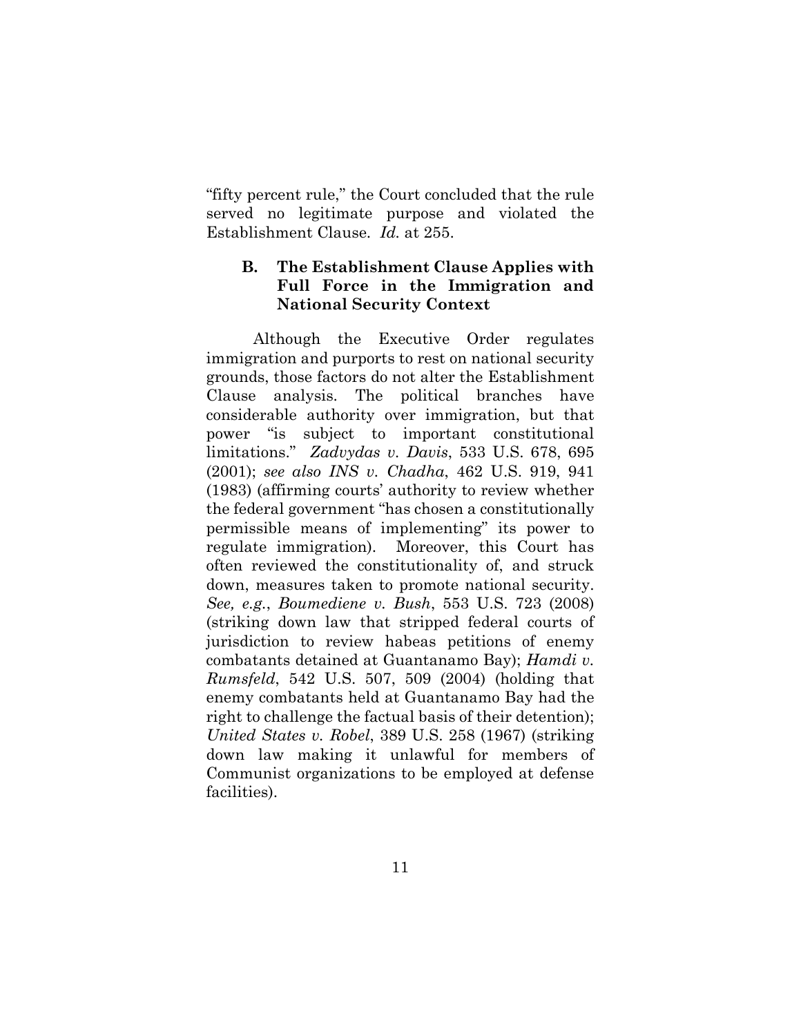"fifty percent rule," the Court concluded that the rule served no legitimate purpose and violated the Establishment Clause. *Id.* at 255.

### B. The Establishment Clause Applies with Full Force in the Immigration and National Security Context

Although the Executive Order regulates immigration and purports to rest on national security grounds, those factors do not alter the Establishment Clause analysis. The political branches have considerable authority over immigration, but that power "is subject to important constitutional limitations." *Zadvydas v. Davis*, 533 U.S. 678, 695 (2001); *see also INS v. Chadha*, 462 U.S. 919, 941 (1983) (affirming courts' authority to review whether the federal government "has chosen a constitutionally permissible means of implementing" its power to regulate immigration). Moreover, this Court has often reviewed the constitutionality of, and struck down, measures taken to promote national security. *See, e.g.*, *Boumediene v. Bush*, 553 U.S. 723 (2008) (striking down law that stripped federal courts of jurisdiction to review habeas petitions of enemy combatants detained at Guantanamo Bay); *Hamdi v. Rumsfeld*, 542 U.S. 507, 509 (2004) (holding that enemy combatants held at Guantanamo Bay had the right to challenge the factual basis of their detention); *United States v. Robel*, 389 U.S. 258 (1967) (striking down law making it unlawful for members of Communist organizations to be employed at defense facilities).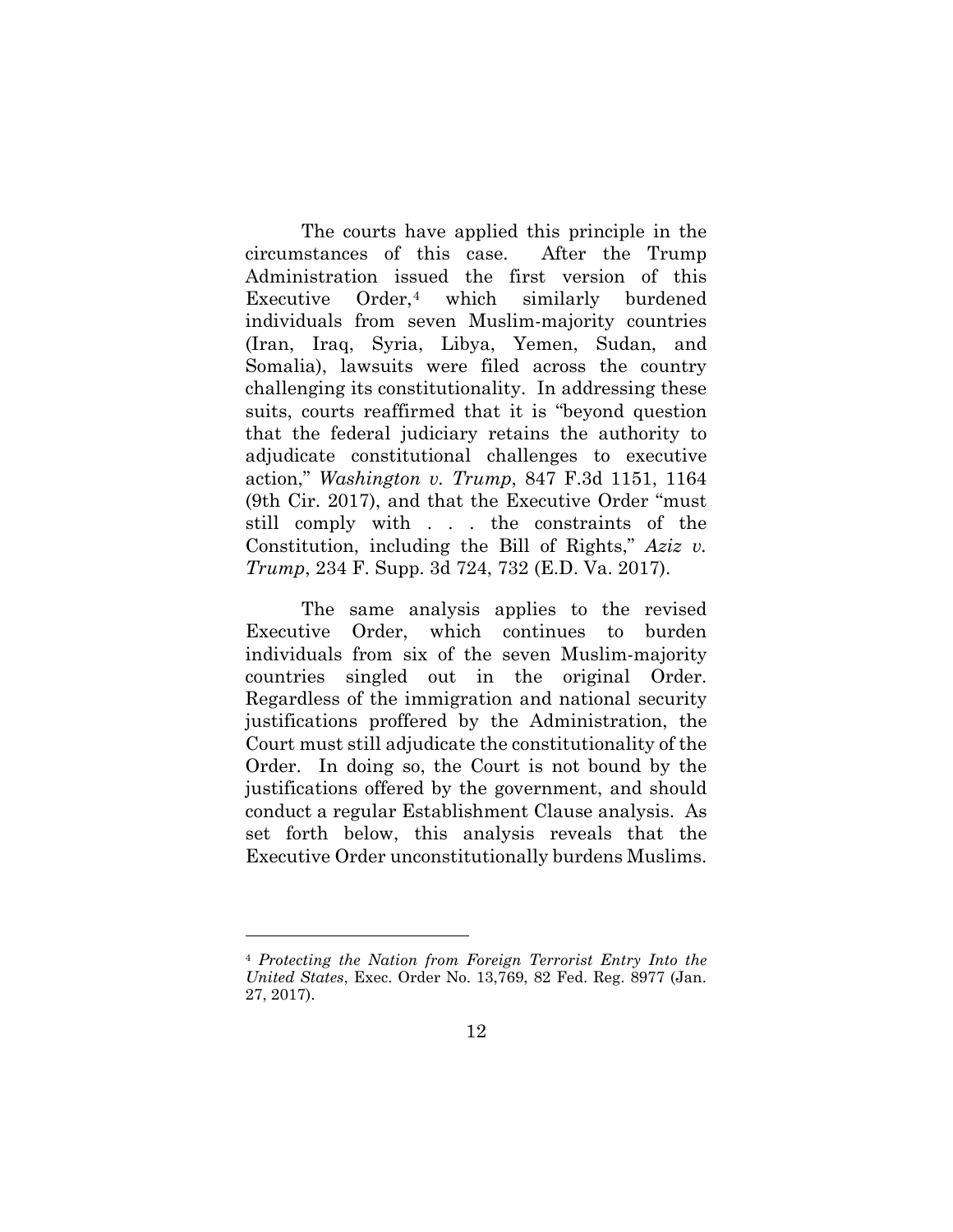The courts have applied this principle in the circumstances of this case. After the Trump Administration issued the first version of this Executive Order,[4] which similarly burdened individuals from seven Muslim-majority countries (Iran, Iraq, Syria, Libya, Yemen, Sudan, and Somalia), lawsuits were filed across the country challenging its constitutionality. In addressing these suits, courts reaffirmed that it is "beyond question that the federal judiciary retains the authority to adjudicate constitutional challenges to executive action," *Washington v. Trump*, 847 F.3d 1151, 1164 (9th Cir. 2017), and that the Executive Order "must still comply with . . . the constraints of the Constitution, including the Bill of Rights," *Aziz v. Trump*, 234 F. Supp. 3d 724, 732 (E.D. Va. 2017).

The same analysis applies to the revised Executive Order, which continues to burden individuals from six of the seven Muslim-majority countries singled out in the original Order. Regardless of the immigration and national security justifications proffered by the Administration, the Court must still adjudicate the constitutionality of the Order. In doing so, the Court is not bound by the justifications offered by the government, and should conduct a regular Establishment Clause analysis. As set forth below, this analysis reveals that the Executive Order unconstitutionally burdens Muslims.

---

[4] *Protecting the Nation from Foreign Terrorist Entry Into the United States*, Exec. Order No. 13,769, 82 Fed. Reg. 8977 (Jan. 27, 2017).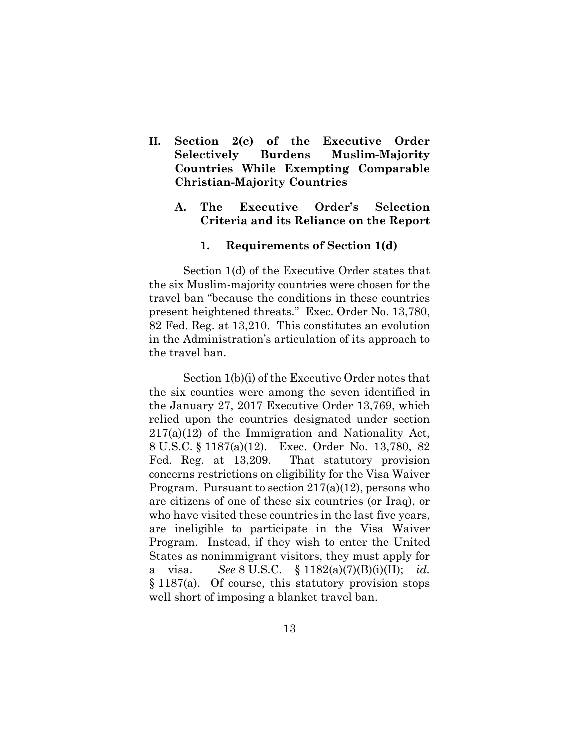## II. Section 2(c) of the Executive Order Selectively Burdens Muslim-Majority Countries While Exempting Comparable Christian-Majority Countries

### A. The Executive Order's Selection Criteria and its Reliance on the Report

#### 1. Requirements of Section 1(d)

Section 1(d) of the Executive Order states that the six Muslim-majority countries were chosen for the travel ban "because the conditions in these countries present heightened threats." Exec. Order No. 13,780, 82 Fed. Reg. at 13,210. This constitutes an evolution in the Administration's articulation of its approach to the travel ban.

Section 1(b)(i) of the Executive Order notes that the six counties were among the seven identified in the January 27, 2017 Executive Order 13,769, which relied upon the countries designated under section 217(a)(12) of the Immigration and Nationality Act, 8 U.S.C. § 1187(a)(12). Exec. Order No. 13,780, 82 Fed. Reg. at 13,209. That statutory provision concerns restrictions on eligibility for the Visa Waiver Program. Pursuant to section 217(a)(12), persons who are citizens of one of these six countries (or Iraq), or who have visited these countries in the last five years, are ineligible to participate in the Visa Waiver Program. Instead, if they wish to enter the United States as nonimmigrant visitors, they must apply for a visa. *See* 8 U.S.C. § 1182(a)(7)(B)(i)(II); *id.* § 1187(a). Of course, this statutory provision stops well short of imposing a blanket travel ban.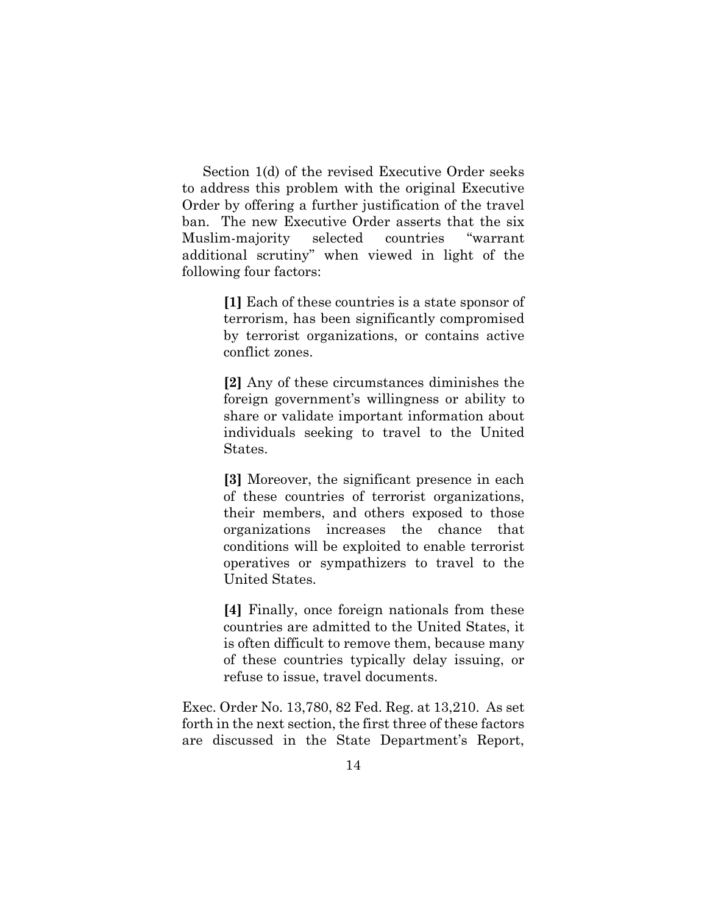Section 1(d) of the revised Executive Order seeks to address this problem with the original Executive Order by offering a further justification of the travel ban. The new Executive Order asserts that the six Muslim-majority selected countries "warrant additional scrutiny" when viewed in light of the following four factors:

> **[1]** Each of these countries is a state sponsor of terrorism, has been significantly compromised by terrorist organizations, or contains active conflict zones.
>
> **[2]** Any of these circumstances diminishes the foreign government's willingness or ability to share or validate important information about individuals seeking to travel to the United States.
>
> **[3]** Moreover, the significant presence in each of these countries of terrorist organizations, their members, and others exposed to those organizations increases the chance that conditions will be exploited to enable terrorist operatives or sympathizers to travel to the United States.
>
> **[4]** Finally, once foreign nationals from these countries are admitted to the United States, it is often difficult to remove them, because many of these countries typically delay issuing, or refuse to issue, travel documents.

Exec. Order No. 13,780, 82 Fed. Reg. at 13,210. As set forth in the next section, the first three of these factors are discussed in the State Department's Report,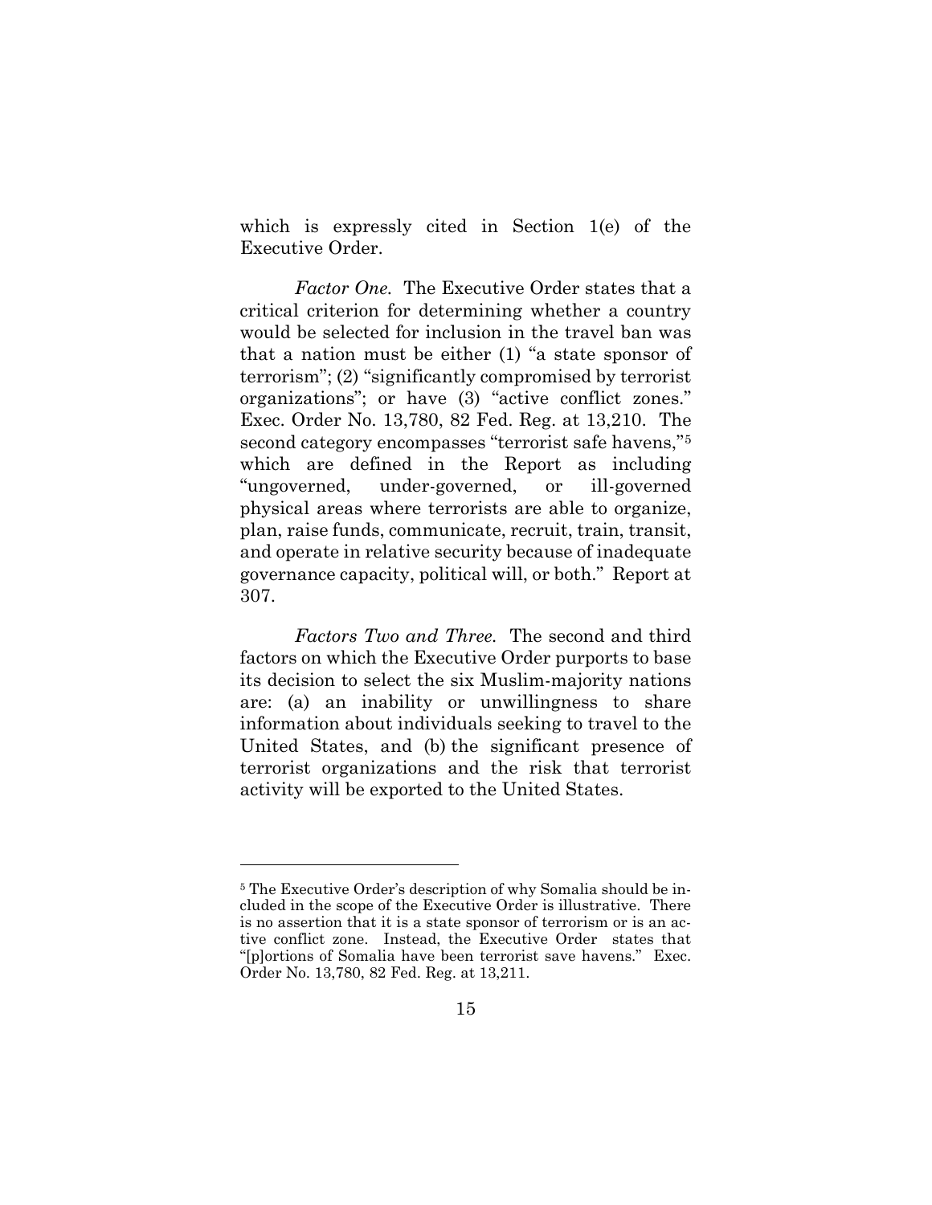which is expressly cited in Section 1(e) of the Executive Order.

*Factor One.* The Executive Order states that a critical criterion for determining whether a country would be selected for inclusion in the travel ban was that a nation must be either (1) "a state sponsor of terrorism"; (2) "significantly compromised by terrorist organizations"; or have (3) "active conflict zones." Exec. Order No. 13,780, 82 Fed. Reg. at 13,210. The second category encompasses "terrorist safe havens,"[5] which are defined in the Report as including "ungoverned, under-governed, or ill-governed physical areas where terrorists are able to organize, plan, raise funds, communicate, recruit, train, transit, and operate in relative security because of inadequate governance capacity, political will, or both." Report at 307.

*Factors Two and Three.* The second and third factors on which the Executive Order purports to base its decision to select the six Muslim-majority nations are: (a) an inability or unwillingness to share information about individuals seeking to travel to the United States, and (b) the significant presence of terrorist organizations and the risk that terrorist activity will be exported to the United States.

---

[5] The Executive Order's description of why Somalia should be included in the scope of the Executive Order is illustrative. There is no assertion that it is a state sponsor of terrorism or is an active conflict zone. Instead, the Executive Order states that "[p]ortions of Somalia have been terrorist save havens." Exec. Order No. 13,780, 82 Fed. Reg. at 13,211.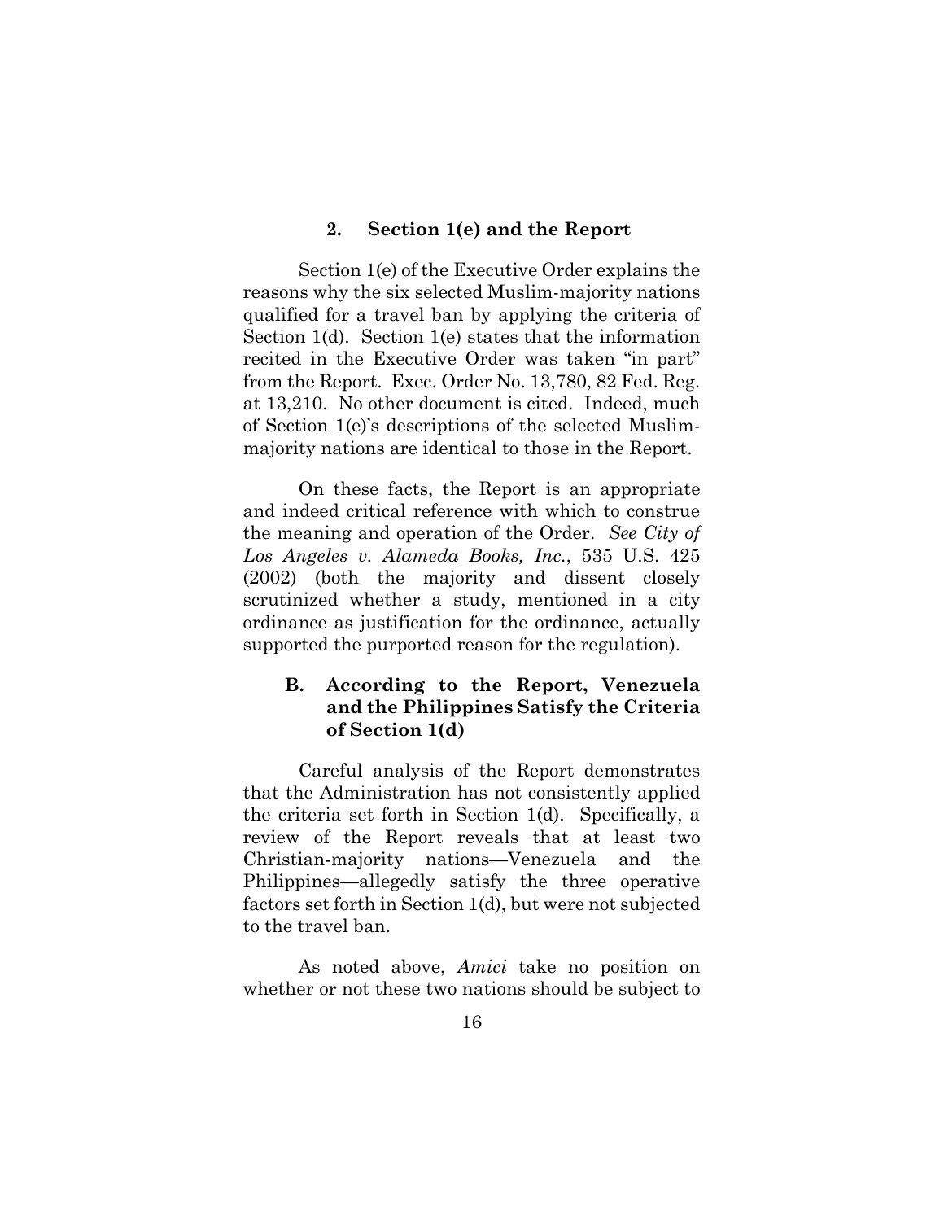### 2. Section 1(e) and the Report

Section 1(e) of the Executive Order explains the reasons why the six selected Muslim-majority nations qualified for a travel ban by applying the criteria of Section 1(d). Section 1(e) states that the information recited in the Executive Order was taken "in part" from the Report. Exec. Order No. 13,780, 82 Fed. Reg. at 13,210. No other document is cited. Indeed, much of Section 1(e)'s descriptions of the selected Muslim-majority nations are identical to those in the Report.

On these facts, the Report is an appropriate and indeed critical reference with which to construe the meaning and operation of the Order. *See City of Los Angeles v. Alameda Books, Inc.*, 535 U.S. 425 (2002) (both the majority and dissent closely scrutinized whether a study, mentioned in a city ordinance as justification for the ordinance, actually supported the purported reason for the regulation).

## B. According to the Report, Venezuela and the Philippines Satisfy the Criteria of Section 1(d)

Careful analysis of the Report demonstrates that the Administration has not consistently applied the criteria set forth in Section 1(d). Specifically, a review of the Report reveals that at least two Christian-majority nations—Venezuela and the Philippines—allegedly satisfy the three operative factors set forth in Section 1(d), but were not subjected to the travel ban.

As noted above, *Amici* take no position on whether or not these two nations should be subject to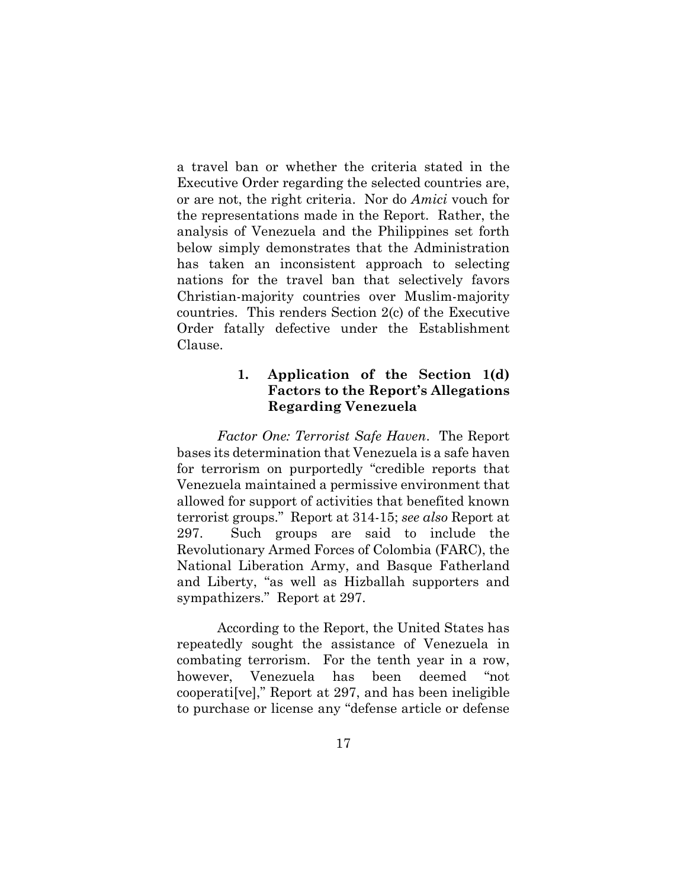a travel ban or whether the criteria stated in the Executive Order regarding the selected countries are, or are not, the right criteria. Nor do *Amici* vouch for the representations made in the Report. Rather, the analysis of Venezuela and the Philippines set forth below simply demonstrates that the Administration has taken an inconsistent approach to selecting nations for the travel ban that selectively favors Christian-majority countries over Muslim-majority countries. This renders Section 2(c) of the Executive Order fatally defective under the Establishment Clause.

### 1. Application of the Section 1(d) Factors to the Report's Allegations Regarding Venezuela

*Factor One: Terrorist Safe Haven*. The Report bases its determination that Venezuela is a safe haven for terrorism on purportedly "credible reports that Venezuela maintained a permissive environment that allowed for support of activities that benefited known terrorist groups." Report at 314-15; *see also* Report at 297. Such groups are said to include the Revolutionary Armed Forces of Colombia (FARC), the National Liberation Army, and Basque Fatherland and Liberty, "as well as Hizballah supporters and sympathizers." Report at 297.

According to the Report, the United States has repeatedly sought the assistance of Venezuela in combating terrorism. For the tenth year in a row, however, Venezuela has been deemed "not cooperati[ve]," Report at 297, and has been ineligible to purchase or license any "defense article or defense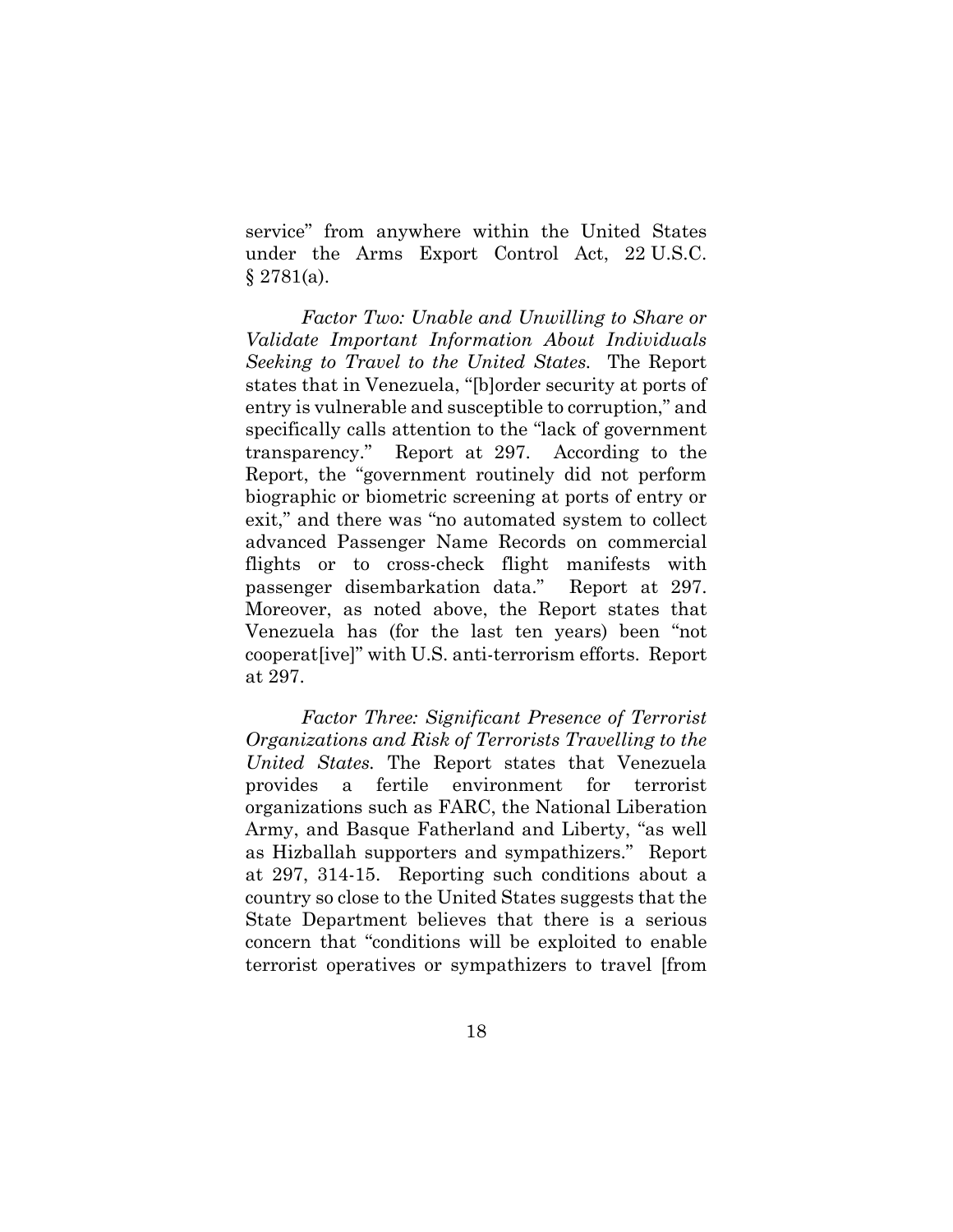service" from anywhere within the United States under the Arms Export Control Act, 22 U.S.C. § 2781(a).

*Factor Two: Unable and Unwilling to Share or Validate Important Information About Individuals Seeking to Travel to the United States.* The Report states that in Venezuela, "[b]order security at ports of entry is vulnerable and susceptible to corruption," and specifically calls attention to the "lack of government transparency." Report at 297. According to the Report, the "government routinely did not perform biographic or biometric screening at ports of entry or exit," and there was "no automated system to collect advanced Passenger Name Records on commercial flights or to cross-check flight manifests with passenger disembarkation data." Report at 297. Moreover, as noted above, the Report states that Venezuela has (for the last ten years) been "not cooperat[ive]" with U.S. anti-terrorism efforts. Report at 297.

*Factor Three: Significant Presence of Terrorist Organizations and Risk of Terrorists Travelling to the United States.* The Report states that Venezuela provides a fertile environment for terrorist organizations such as FARC, the National Liberation Army, and Basque Fatherland and Liberty, "as well as Hizballah supporters and sympathizers." Report at 297, 314-15. Reporting such conditions about a country so close to the United States suggests that the State Department believes that there is a serious concern that "conditions will be exploited to enable terrorist operatives or sympathizers to travel [from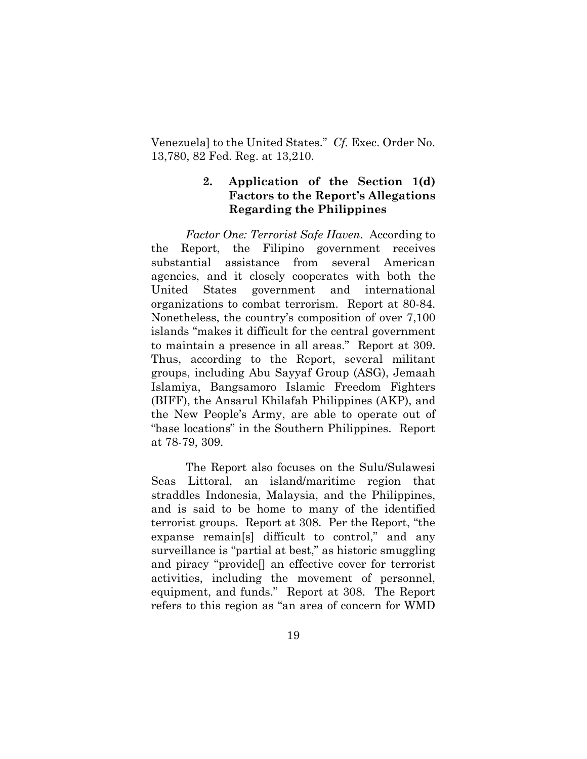Venezuela] to the United States." *Cf.* Exec. Order No. 13,780, 82 Fed. Reg. at 13,210.

### 2. Application of the Section 1(d) Factors to the Report's Allegations Regarding the Philippines

*Factor One: Terrorist Safe Haven.* According to the Report, the Filipino government receives substantial assistance from several American agencies, and it closely cooperates with both the United States government and international organizations to combat terrorism. Report at 80-84. Nonetheless, the country's composition of over 7,100 islands "makes it difficult for the central government to maintain a presence in all areas." Report at 309. Thus, according to the Report, several militant groups, including Abu Sayyaf Group (ASG), Jemaah Islamiya, Bangsamoro Islamic Freedom Fighters (BIFF), the Ansarul Khilafah Philippines (AKP), and the New People's Army, are able to operate out of "base locations" in the Southern Philippines. Report at 78-79, 309.

The Report also focuses on the Sulu/Sulawesi Seas Littoral, an island/maritime region that straddles Indonesia, Malaysia, and the Philippines, and is said to be home to many of the identified terrorist groups. Report at 308. Per the Report, "the expanse remain[s] difficult to control," and any surveillance is "partial at best," as historic smuggling and piracy "provide[] an effective cover for terrorist activities, including the movement of personnel, equipment, and funds." Report at 308. The Report refers to this region as "an area of concern for WMD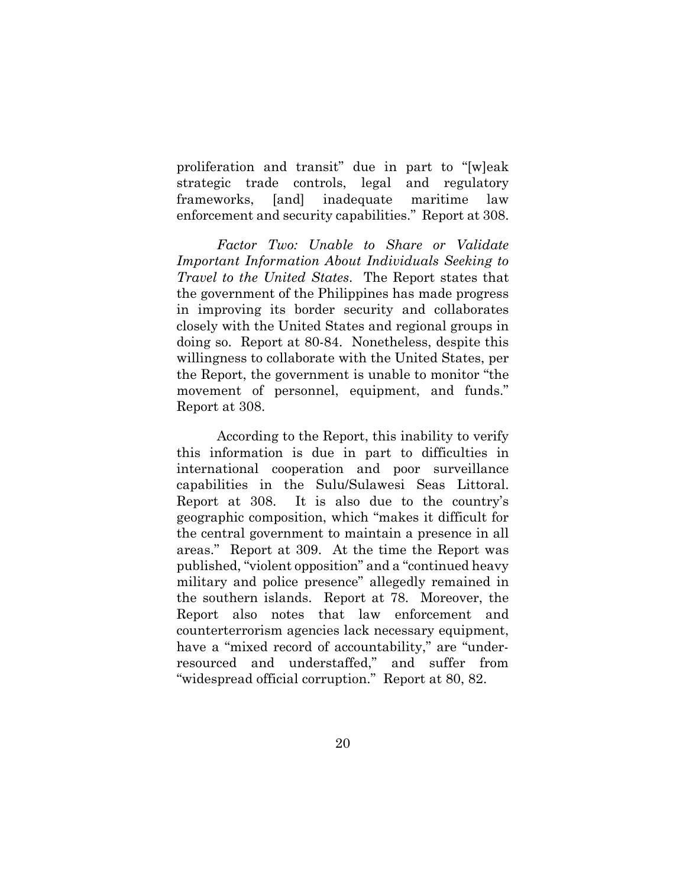proliferation and transit" due in part to "[w]eak strategic trade controls, legal and regulatory frameworks, [and] inadequate maritime law enforcement and security capabilities." Report at 308.

*Factor Two: Unable to Share or Validate Important Information About Individuals Seeking to Travel to the United States*. The Report states that the government of the Philippines has made progress in improving its border security and collaborates closely with the United States and regional groups in doing so. Report at 80-84. Nonetheless, despite this willingness to collaborate with the United States, per the Report, the government is unable to monitor "the movement of personnel, equipment, and funds." Report at 308.

According to the Report, this inability to verify this information is due in part to difficulties in international cooperation and poor surveillance capabilities in the Sulu/Sulawesi Seas Littoral. Report at 308. It is also due to the country's geographic composition, which "makes it difficult for the central government to maintain a presence in all areas." Report at 309. At the time the Report was published, "violent opposition" and a "continued heavy military and police presence" allegedly remained in the southern islands. Report at 78. Moreover, the Report also notes that law enforcement and counterterrorism agencies lack necessary equipment, have a "mixed record of accountability," are "under-resourced and understaffed," and suffer from "widespread official corruption." Report at 80, 82.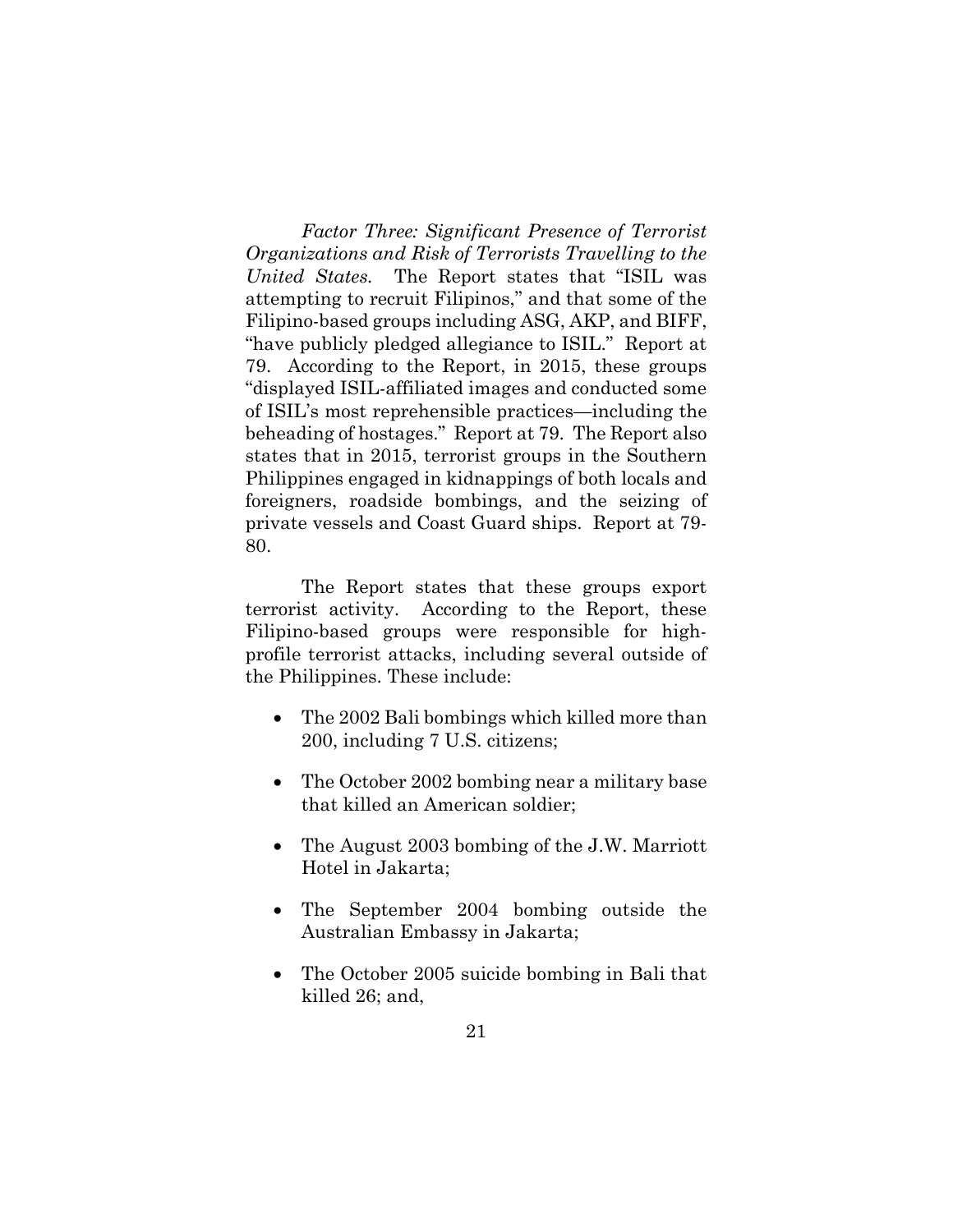*Factor Three: Significant Presence of Terrorist Organizations and Risk of Terrorists Travelling to the United States.* The Report states that "ISIL was attempting to recruit Filipinos," and that some of the Filipino-based groups including ASG, AKP, and BIFF, "have publicly pledged allegiance to ISIL." Report at 79. According to the Report, in 2015, these groups "displayed ISIL-affiliated images and conducted some of ISIL's most reprehensible practices—including the beheading of hostages." Report at 79. The Report also states that in 2015, terrorist groups in the Southern Philippines engaged in kidnappings of both locals and foreigners, roadside bombings, and the seizing of private vessels and Coast Guard ships. Report at 79-80.

The Report states that these groups export terrorist activity. According to the Report, these Filipino-based groups were responsible for high-profile terrorist attacks, including several outside of the Philippines. These include:

- The 2002 Bali bombings which killed more than 200, including 7 U.S. citizens;
- The October 2002 bombing near a military base that killed an American soldier;
- The August 2003 bombing of the J.W. Marriott Hotel in Jakarta;
- The September 2004 bombing outside the Australian Embassy in Jakarta;
- The October 2005 suicide bombing in Bali that killed 26; and,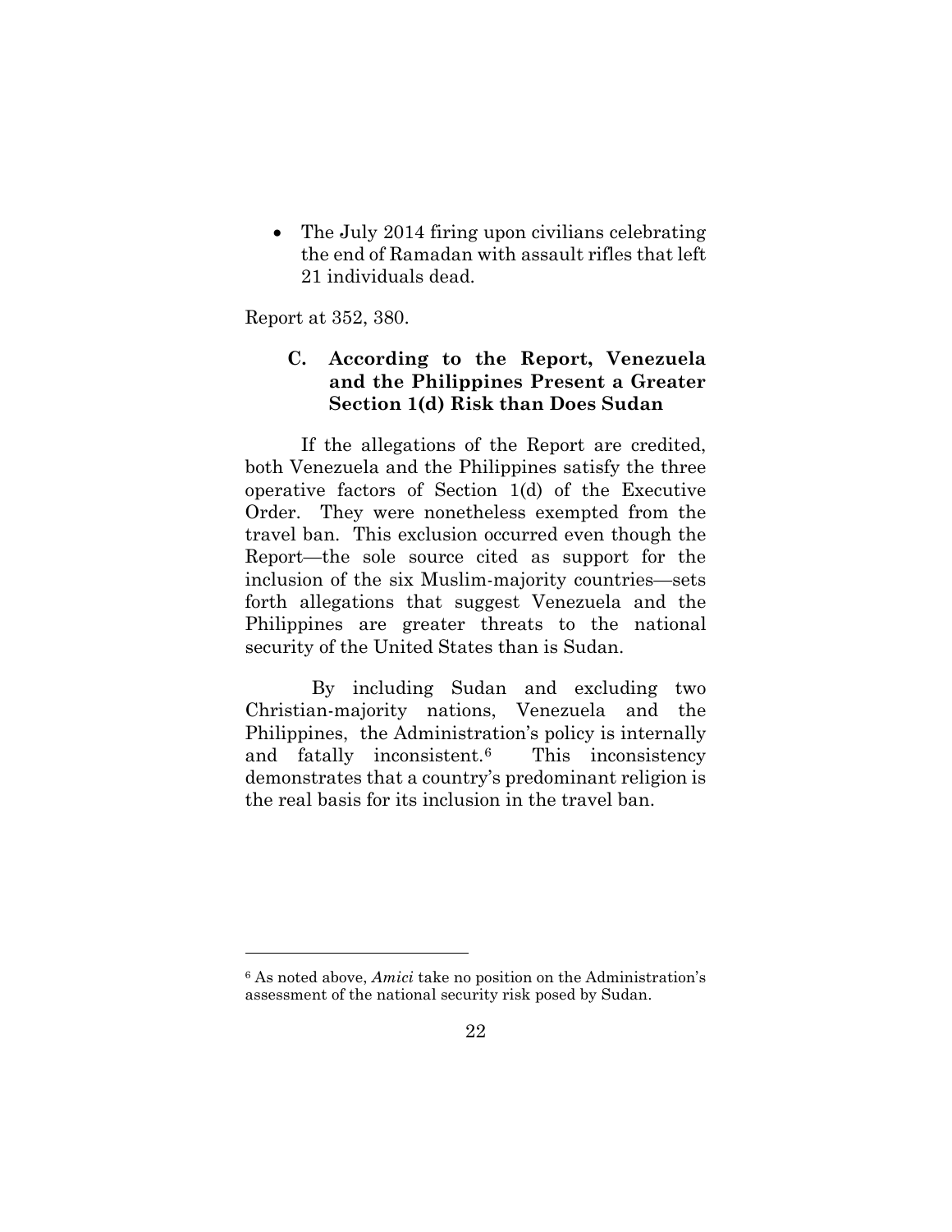- The July 2014 firing upon civilians celebrating the end of Ramadan with assault rifles that left 21 individuals dead.

Report at 352, 380.

### C. According to the Report, Venezuela and the Philippines Present a Greater Section 1(d) Risk than Does Sudan

If the allegations of the Report are credited, both Venezuela and the Philippines satisfy the three operative factors of Section 1(d) of the Executive Order. They were nonetheless exempted from the travel ban. This exclusion occurred even though the Report—the sole source cited as support for the inclusion of the six Muslim-majority countries—sets forth allegations that suggest Venezuela and the Philippines are greater threats to the national security of the United States than is Sudan.

By including Sudan and excluding two Christian-majority nations, Venezuela and the Philippines, the Administration's policy is internally and fatally inconsistent.[6] This inconsistency demonstrates that a country's predominant religion is the real basis for its inclusion in the travel ban.

---

[6] As noted above, *Amici* take no position on the Administration's assessment of the national security risk posed by Sudan.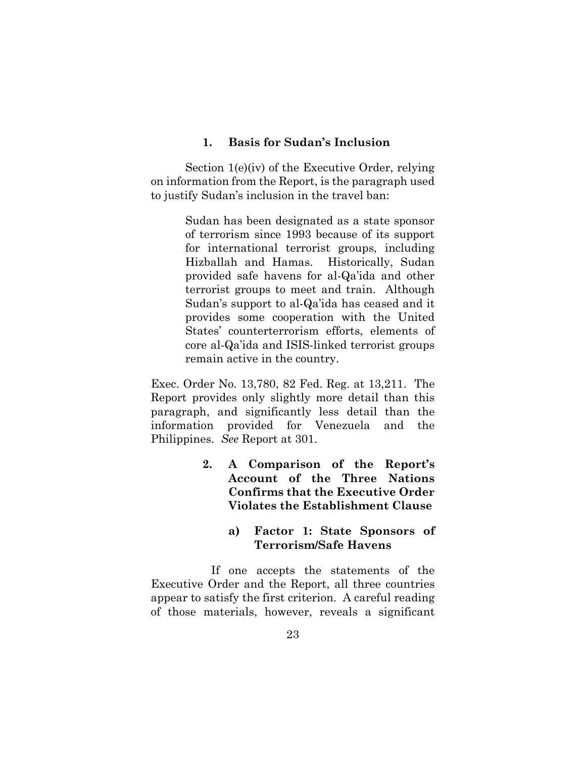### 1. Basis for Sudan's Inclusion

Section 1(e)(iv) of the Executive Order, relying on information from the Report, is the paragraph used to justify Sudan's inclusion in the travel ban:

> Sudan has been designated as a state sponsor of terrorism since 1993 because of its support for international terrorist groups, including Hizballah and Hamas. Historically, Sudan provided safe havens for al-Qa'ida and other terrorist groups to meet and train. Although Sudan's support to al-Qa'ida has ceased and it provides some cooperation with the United States' counterterrorism efforts, elements of core al-Qa'ida and ISIS-linked terrorist groups remain active in the country.

Exec. Order No. 13,780, 82 Fed. Reg. at 13,211. The Report provides only slightly more detail than this paragraph, and significantly less detail than the information provided for Venezuela and the Philippines. *See* Report at 301.

### 2. A Comparison of the Report's Account of the Three Nations Confirms that the Executive Order Violates the Establishment Clause

#### a) Factor 1: State Sponsors of Terrorism/Safe Havens

If one accepts the statements of the Executive Order and the Report, all three countries appear to satisfy the first criterion. A careful reading of those materials, however, reveals a significant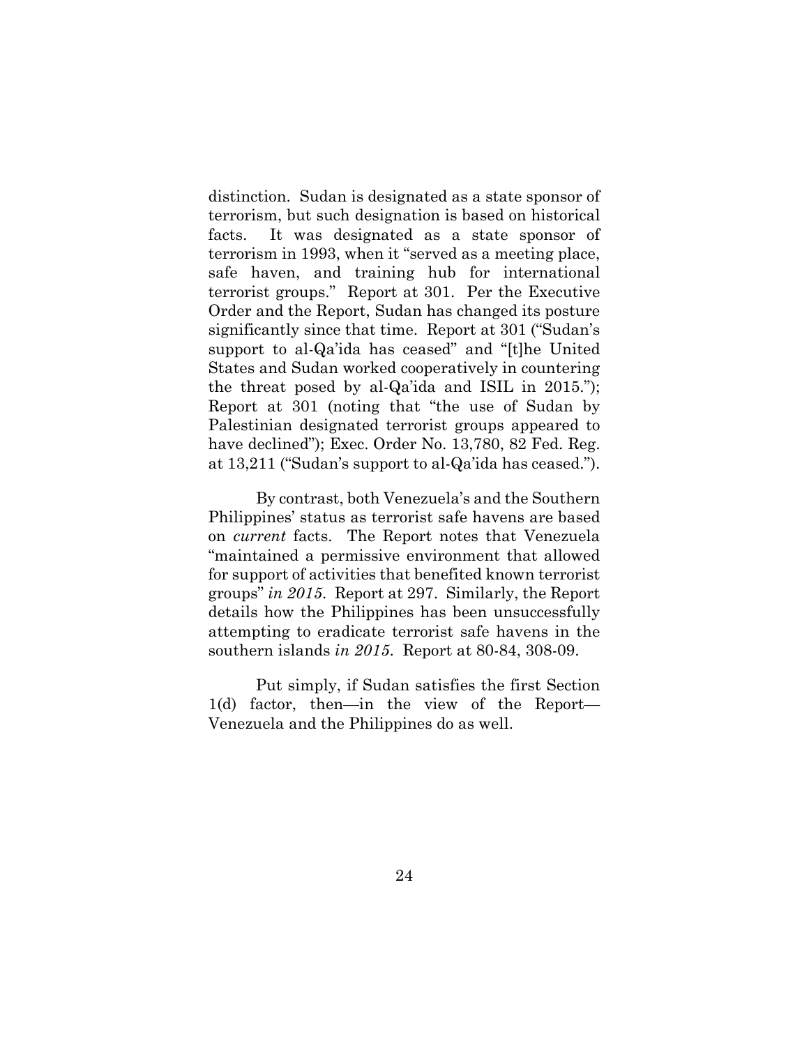distinction. Sudan is designated as a state sponsor of terrorism, but such designation is based on historical facts. It was designated as a state sponsor of terrorism in 1993, when it "served as a meeting place, safe haven, and training hub for international terrorist groups." Report at 301. Per the Executive Order and the Report, Sudan has changed its posture significantly since that time. Report at 301 ("Sudan's support to al-Qa'ida has ceased" and "[t]he United States and Sudan worked cooperatively in countering the threat posed by al-Qa'ida and ISIL in 2015."); Report at 301 (noting that "the use of Sudan by Palestinian designated terrorist groups appeared to have declined"); Exec. Order No. 13,780, 82 Fed. Reg. at 13,211 ("Sudan's support to al-Qa'ida has ceased.").

By contrast, both Venezuela's and the Southern Philippines' status as terrorist safe havens are based on *current* facts. The Report notes that Venezuela "maintained a permissive environment that allowed for support of activities that benefited known terrorist groups" *in 2015*. Report at 297. Similarly, the Report details how the Philippines has been unsuccessfully attempting to eradicate terrorist safe havens in the southern islands *in 2015*. Report at 80-84, 308-09.

Put simply, if Sudan satisfies the first Section 1(d) factor, then—in the view of the Report—Venezuela and the Philippines do as well.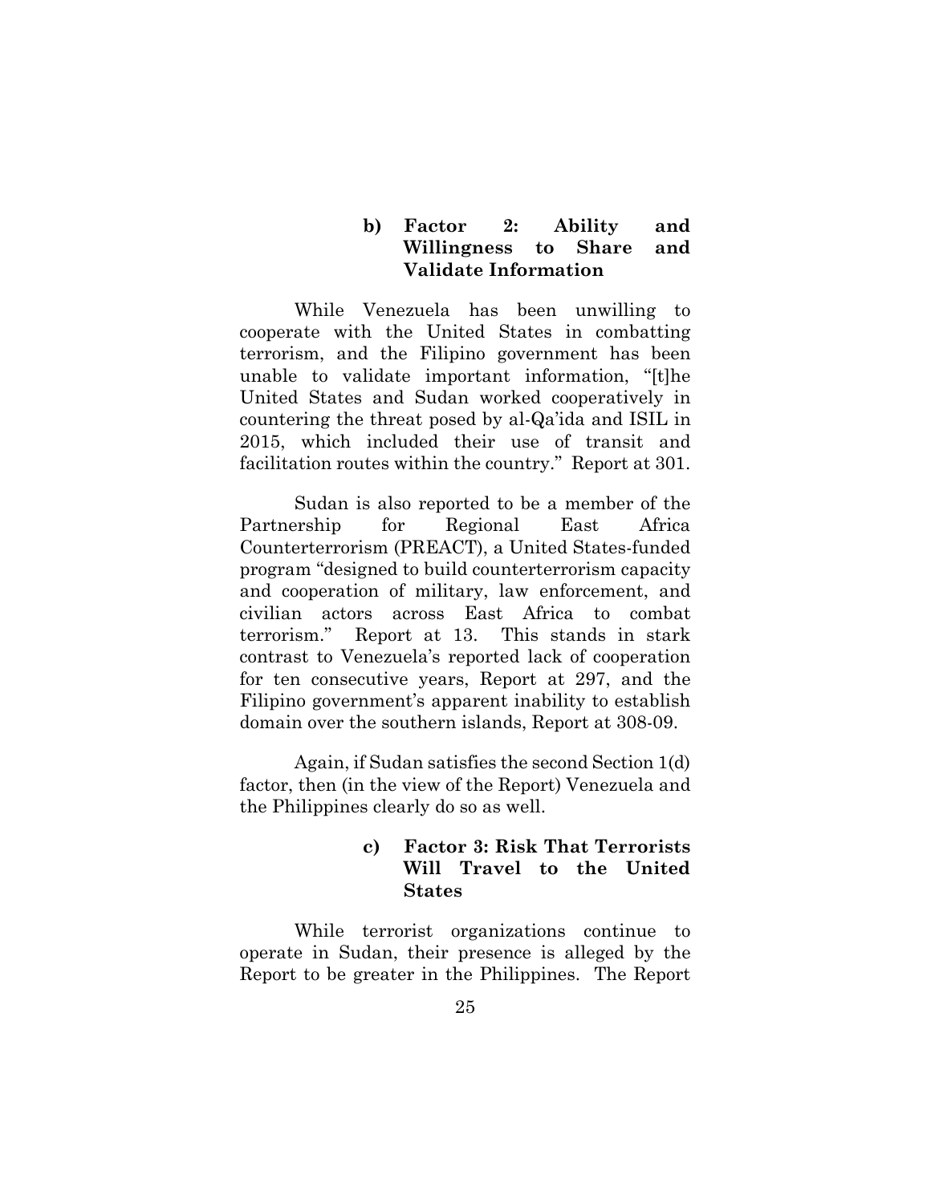#### b) Factor 2: Ability and Willingness to Share and Validate Information

While Venezuela has been unwilling to cooperate with the United States in combatting terrorism, and the Filipino government has been unable to validate important information, "[t]he United States and Sudan worked cooperatively in countering the threat posed by al-Qa'ida and ISIL in 2015, which included their use of transit and facilitation routes within the country." Report at 301.

Sudan is also reported to be a member of the Partnership for Regional East Africa Counterterrorism (PREACT), a United States-funded program "designed to build counterterrorism capacity and cooperation of military, law enforcement, and civilian actors across East Africa to combat terrorism." Report at 13. This stands in stark contrast to Venezuela's reported lack of cooperation for ten consecutive years, Report at 297, and the Filipino government's apparent inability to establish domain over the southern islands, Report at 308-09.

Again, if Sudan satisfies the second Section 1(d) factor, then (in the view of the Report) Venezuela and the Philippines clearly do so as well.

#### c) Factor 3: Risk That Terrorists Will Travel to the United States

While terrorist organizations continue to operate in Sudan, their presence is alleged by the Report to be greater in the Philippines. The Report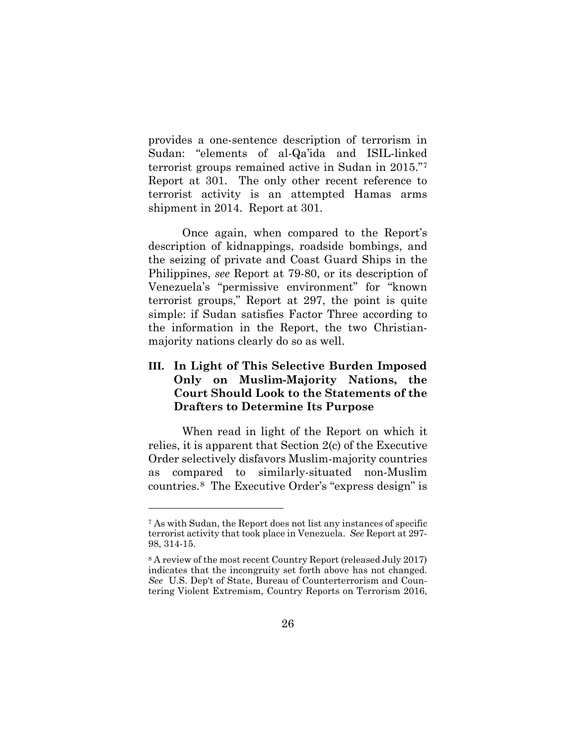provides a one-sentence description of terrorism in Sudan: "elements of al-Qa'ida and ISIL-linked terrorist groups remained active in Sudan in 2015."[7] Report at 301. The only other recent reference to terrorist activity is an attempted Hamas arms shipment in 2014. Report at 301.

Once again, when compared to the Report's description of kidnappings, roadside bombings, and the seizing of private and Coast Guard Ships in the Philippines, *see* Report at 79-80, or its description of Venezuela's "permissive environment" for "known terrorist groups," Report at 297, the point is quite simple: if Sudan satisfies Factor Three according to the information in the Report, the two Christian-majority nations clearly do so as well.

## III. In Light of This Selective Burden Imposed Only on Muslim-Majority Nations, the Court Should Look to the Statements of the Drafters to Determine Its Purpose

When read in light of the Report on which it relies, it is apparent that Section 2(c) of the Executive Order selectively disfavors Muslim-majority countries as compared to similarly-situated non-Muslim countries.[8] The Executive Order's "express design" is

---

[7] As with Sudan, the Report does not list any instances of specific terrorist activity that took place in Venezuela. *See* Report at 297-98, 314-15.

[8] A review of the most recent Country Report (released July 2017) indicates that the incongruity set forth above has not changed. *See* U.S. Dep't of State, Bureau of Counterterrorism and Countering Violent Extremism, Country Reports on Terrorism 2016,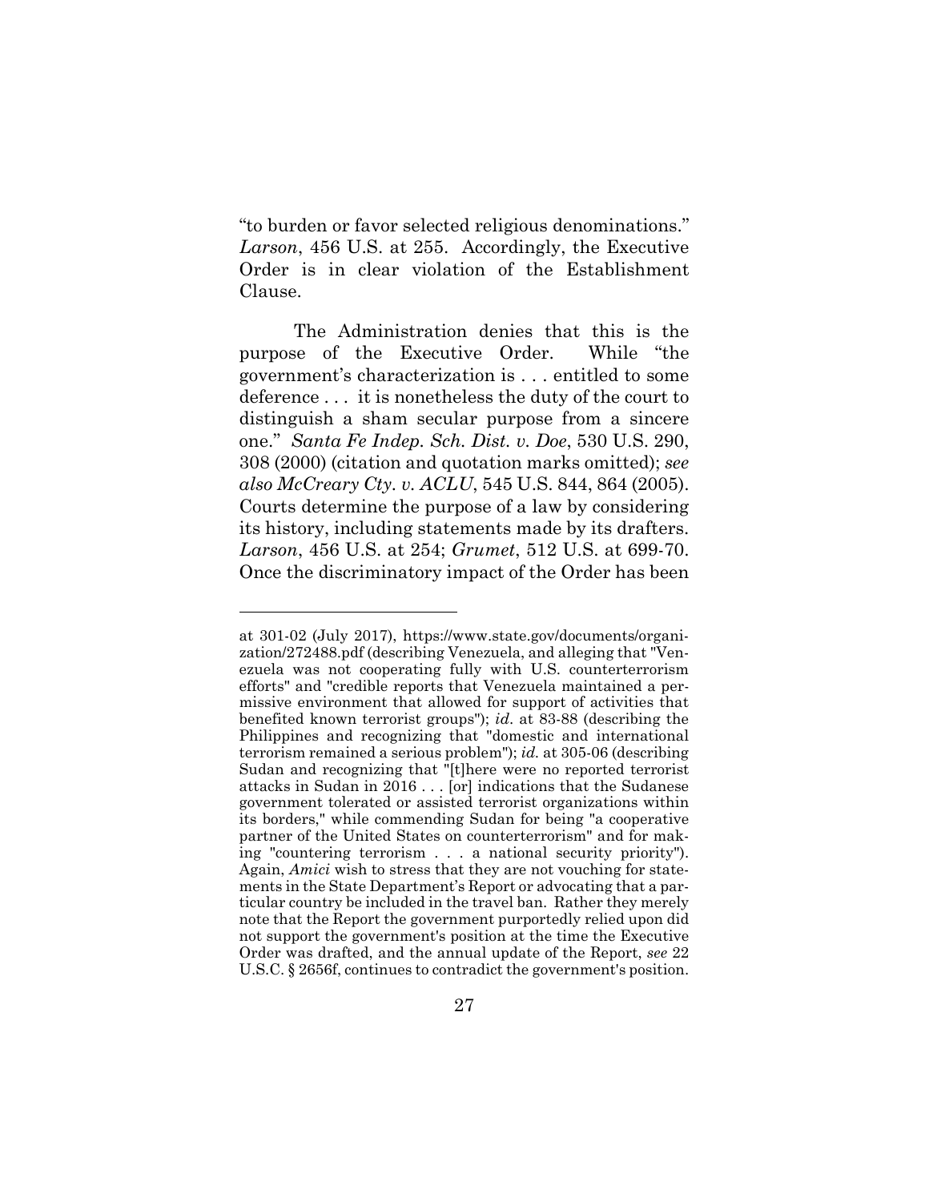"to burden or favor selected religious denominations." *Larson*, 456 U.S. at 255. Accordingly, the Executive Order is in clear violation of the Establishment Clause.

The Administration denies that this is the purpose of the Executive Order. While "the government's characterization is . . . entitled to some deference . . . it is nonetheless the duty of the court to distinguish a sham secular purpose from a sincere one." *Santa Fe Indep. Sch. Dist. v. Doe*, 530 U.S. 290, 308 (2000) (citation and quotation marks omitted); *see also McCreary Cty. v. ACLU*, 545 U.S. 844, 864 (2005). Courts determine the purpose of a law by considering its history, including statements made by its drafters. *Larson*, 456 U.S. at 254; *Grumet*, 512 U.S. at 699-70. Once the discriminatory impact of the Order has been

---

at 301-02 (July 2017), https://www.state.gov/documents/organization/272488.pdf (describing Venezuela, and alleging that "Venezuela was not cooperating fully with U.S. counterterrorism efforts" and "credible reports that Venezuela maintained a permissive environment that allowed for support of activities that benefited known terrorist groups"); *id.* at 83-88 (describing the Philippines and recognizing that "domestic and international terrorism remained a serious problem"); *id.* at 305-06 (describing Sudan and recognizing that "[t]here were no reported terrorist attacks in Sudan in 2016 . . . [or] indications that the Sudanese government tolerated or assisted terrorist organizations within its borders," while commending Sudan for being "a cooperative partner of the United States on counterterrorism" and for making "countering terrorism . . . a national security priority"). Again, *Amici* wish to stress that they are not vouching for statements in the State Department's Report or advocating that a particular country be included in the travel ban. Rather they merely note that the Report the government purportedly relied upon did not support the government's position at the time the Executive Order was drafted, and the annual update of the Report, *see* 22 U.S.C. § 2656f, continues to contradict the government's position.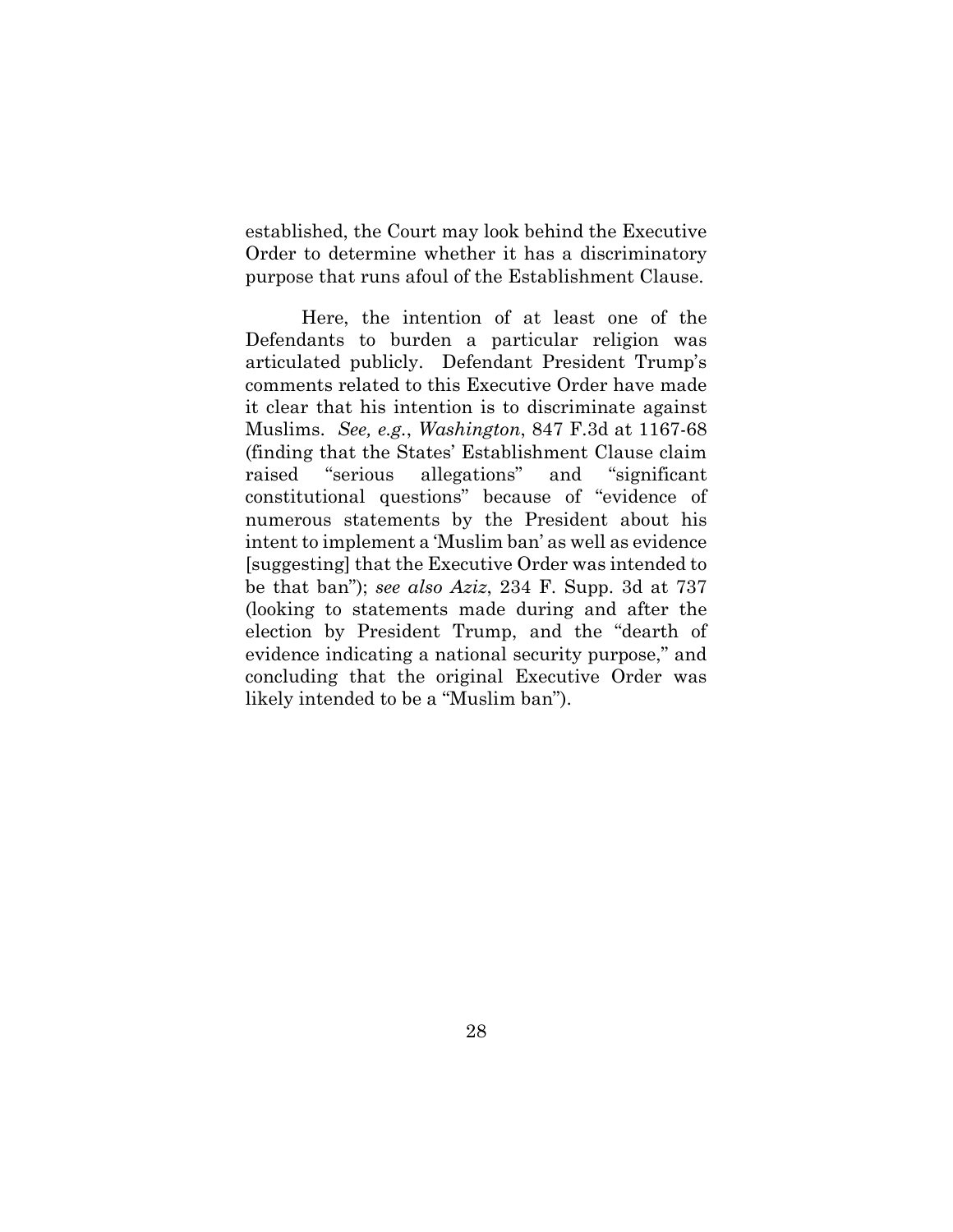established, the Court may look behind the Executive Order to determine whether it has a discriminatory purpose that runs afoul of the Establishment Clause.

Here, the intention of at least one of the Defendants to burden a particular religion was articulated publicly. Defendant President Trump's comments related to this Executive Order have made it clear that his intention is to discriminate against Muslims. *See, e.g.*, *Washington*, 847 F.3d at 1167-68 (finding that the States' Establishment Clause claim raised "serious allegations" and "significant constitutional questions" because of "evidence of numerous statements by the President about his intent to implement a 'Muslim ban' as well as evidence [suggesting] that the Executive Order was intended to be that ban"); *see also Aziz*, 234 F. Supp. 3d at 737 (looking to statements made during and after the election by President Trump, and the "dearth of evidence indicating a national security purpose," and concluding that the original Executive Order was likely intended to be a "Muslim ban").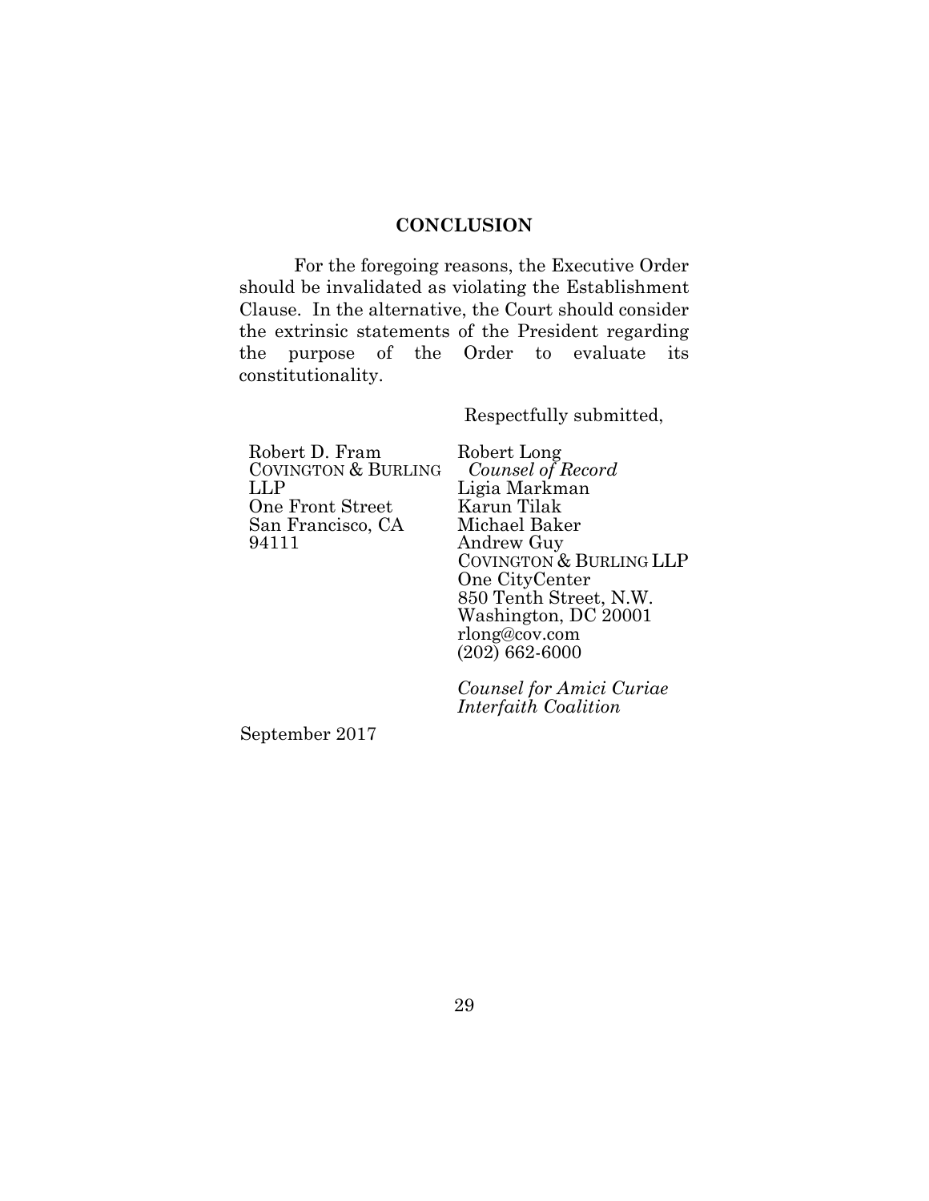## CONCLUSION

For the foregoing reasons, the Executive Order should be invalidated as violating the Establishment Clause. In the alternative, the Court should consider the extrinsic statements of the President regarding the purpose of the Order to evaluate its constitutionality.

Respectfully submitted,

Robert D. Fram
COVINGTON & BURLING LLP
One Front Street
San Francisco, CA 94111

Robert Long
*Counsel of Record*
Ligia Markman
Karun Tilak
Michael Baker
Andrew Guy
COVINGTON & BURLING LLP
One CityCenter
850 Tenth Street, N.W.
Washington, DC 20001
rlong@cov.com
(202) 662-6000

*Counsel for Amici Curiae Interfaith Coalition*

September 2017